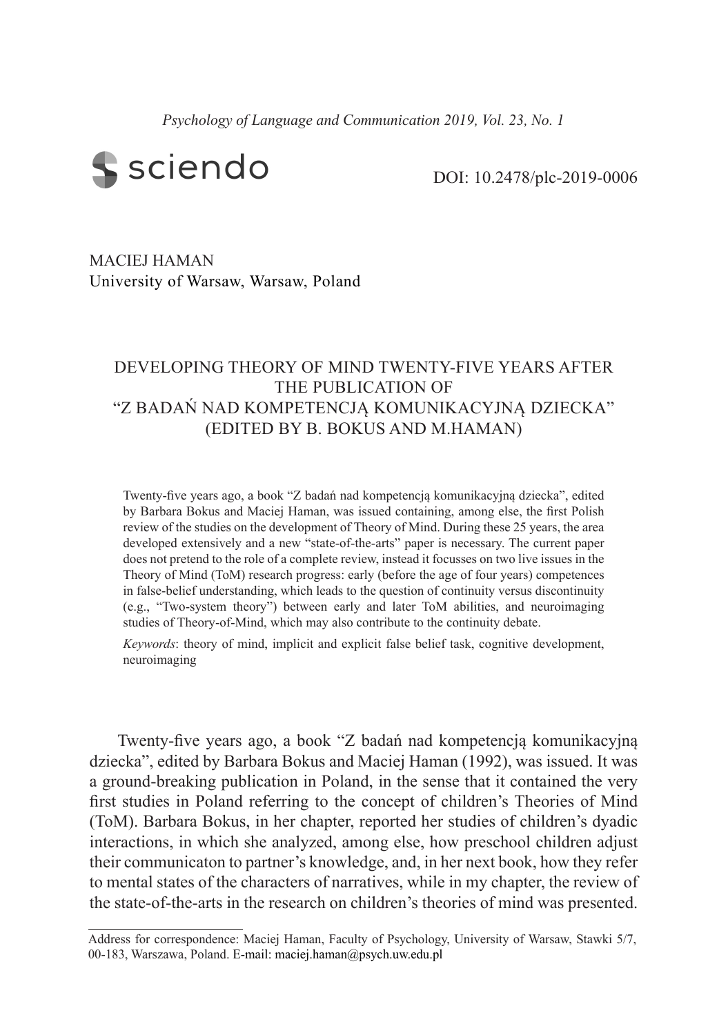MACIEJ HAMAN
University of Warsaw, Warsaw, Poland

# DEVELOPING THEORY OF MIND TWENTY-FIVE YEARS AFTER THE PUBLICATION OF "Z BADAŃ NAD KOMPETENCJĄ KOMUNIKACYJNĄ DZIECKA" (EDITED BY B. BOKUS AND M.HAMAN)

Twenty-five years ago, a book "Z badań nad kompetencją komunikacyjną dziecka", edited by Barbara Bokus and Maciej Haman, was issued containing, among else, the first Polish review of the studies on the development of Theory of Mind. During these 25 years, the area developed extensively and a new "state-of-the-arts" paper is necessary. The current paper does not pretend to the role of a complete review, instead it focusses on two live issues in the Theory of Mind (ToM) research progress: early (before the age of four years) competences in false-belief understanding, which leads to the question of continuity versus discontinuity (e.g., "Two-system theory") between early and later ToM abilities, and neuroimaging studies of Theory-of-Mind, which may also contribute to the continuity debate.

*Keywords*: theory of mind, implicit and explicit false belief task, cognitive development, neuroimaging

Twenty-five years ago, a book "Z badań nad kompetencją komunikacyjną dziecka", edited by Barbara Bokus and Maciej Haman (1992), was issued. It was a ground-breaking publication in Poland, in the sense that it contained the very first studies in Poland referring to the concept of children's Theories of Mind (ToM). Barbara Bokus, in her chapter, reported her studies of children's dyadic interactions, in which she analyzed, among else, how preschool children adjust their communicaton to partner's knowledge, and, in her next book, how they refer to mental states of the characters of narratives, while in my chapter, the review of the state-of-the-arts in the research on children's theories of mind was presented.

Address for correspondence: Maciej Haman, Faculty of Psychology, University of Warsaw, Stawki 5/7, 00-183, Warszawa, Poland. E-mail: maciej.haman@psych.uw.edu.pl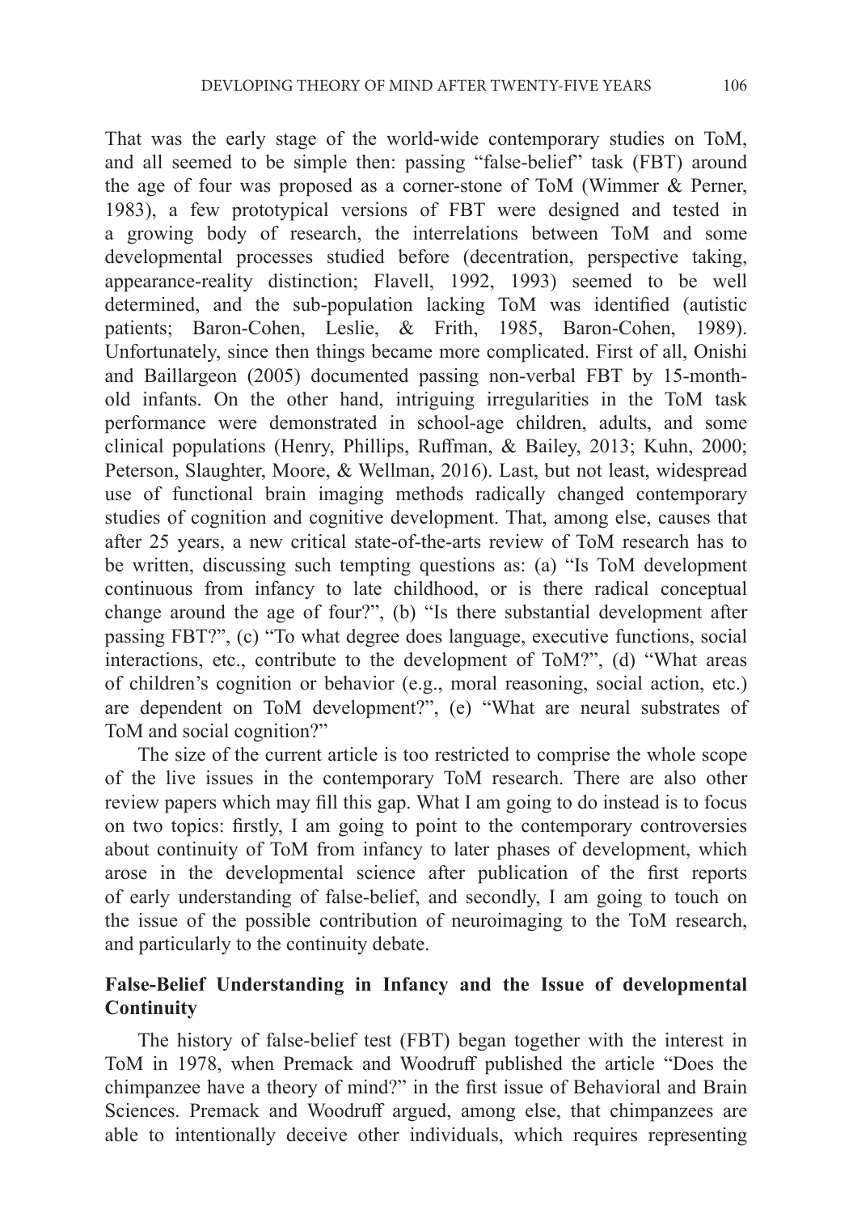That was the early stage of the world-wide contemporary studies on ToM, and all seemed to be simple then: passing "false-belief" task (FBT) around the age of four was proposed as a corner-stone of ToM (Wimmer & Perner, 1983), a few prototypical versions of FBT were designed and tested in a growing body of research, the interrelations between ToM and some developmental processes studied before (decentration, perspective taking, appearance-reality distinction; Flavell, 1992, 1993) seemed to be well determined, and the sub-population lacking ToM was identified (autistic patients; Baron-Cohen, Leslie, & Frith, 1985, Baron-Cohen, 1989). Unfortunately, since then things became more complicated. First of all, Onishi and Baillargeon (2005) documented passing non-verbal FBT by 15-month-old infants. On the other hand, intriguing irregularities in the ToM task performance were demonstrated in school-age children, adults, and some clinical populations (Henry, Phillips, Ruffman, & Bailey, 2013; Kuhn, 2000; Peterson, Slaughter, Moore, & Wellman, 2016). Last, but not least, widespread use of functional brain imaging methods radically changed contemporary studies of cognition and cognitive development. That, among else, causes that after 25 years, a new critical state-of-the-arts review of ToM research has to be written, discussing such tempting questions as: (a) "Is ToM development continuous from infancy to late childhood, or is there radical conceptual change around the age of four?", (b) "Is there substantial development after passing FBT?", (c) "To what degree does language, executive functions, social interactions, etc., contribute to the development of ToM?", (d) "What areas of children's cognition or behavior (e.g., moral reasoning, social action, etc.) are dependent on ToM development?", (e) "What are neural substrates of ToM and social cognition?"

The size of the current article is too restricted to comprise the whole scope of the live issues in the contemporary ToM research. There are also other review papers which may fill this gap. What I am going to do instead is to focus on two topics: firstly, I am going to point to the contemporary controversies about continuity of ToM from infancy to later phases of development, which arose in the developmental science after publication of the first reports of early understanding of false-belief, and secondly, I am going to touch on the issue of the possible contribution of neuroimaging to the ToM research, and particularly to the continuity debate.

## False-Belief Understanding in Infancy and the Issue of developmental Continuity

The history of false-belief test (FBT) began together with the interest in ToM in 1978, when Premack and Woodruff published the article "Does the chimpanzee have a theory of mind?" in the first issue of Behavioral and Brain Sciences. Premack and Woodruff argued, among else, that chimpanzees are able to intentionally deceive other individuals, which requires representing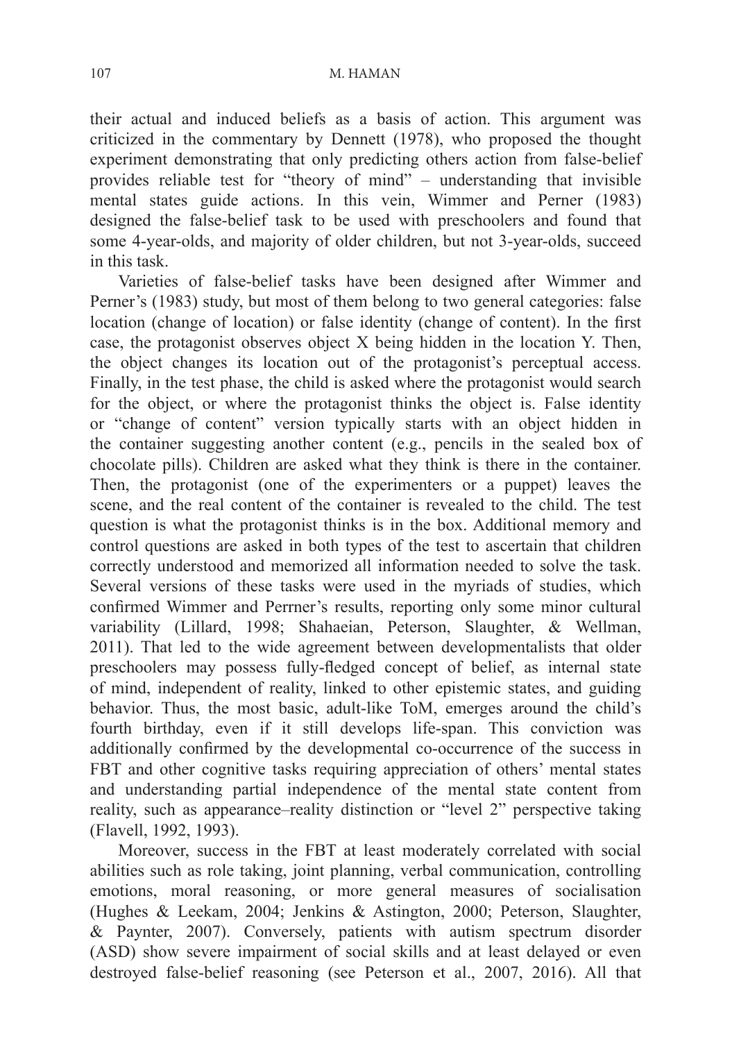their actual and induced beliefs as a basis of action. This argument was criticized in the commentary by Dennett (1978), who proposed the thought experiment demonstrating that only predicting others action from false-belief provides reliable test for "theory of mind" – understanding that invisible mental states guide actions. In this vein, Wimmer and Perner (1983) designed the false-belief task to be used with preschoolers and found that some 4-year-olds, and majority of older children, but not 3-year-olds, succeed in this task.

Varieties of false-belief tasks have been designed after Wimmer and Perner's (1983) study, but most of them belong to two general categories: false location (change of location) or false identity (change of content). In the first case, the protagonist observes object X being hidden in the location Y. Then, the object changes its location out of the protagonist's perceptual access. Finally, in the test phase, the child is asked where the protagonist would search for the object, or where the protagonist thinks the object is. False identity or "change of content" version typically starts with an object hidden in the container suggesting another content (e.g., pencils in the sealed box of chocolate pills). Children are asked what they think is there in the container. Then, the protagonist (one of the experimenters or a puppet) leaves the scene, and the real content of the container is revealed to the child. The test question is what the protagonist thinks is in the box. Additional memory and control questions are asked in both types of the test to ascertain that children correctly understood and memorized all information needed to solve the task. Several versions of these tasks were used in the myriads of studies, which confirmed Wimmer and Perrner's results, reporting only some minor cultural variability (Lillard, 1998; Shahaeian, Peterson, Slaughter, & Wellman, 2011). That led to the wide agreement between developmentalists that older preschoolers may possess fully-fledged concept of belief, as internal state of mind, independent of reality, linked to other epistemic states, and guiding behavior. Thus, the most basic, adult-like ToM, emerges around the child's fourth birthday, even if it still develops life-span. This conviction was additionally confirmed by the developmental co-occurrence of the success in FBT and other cognitive tasks requiring appreciation of others' mental states and understanding partial independence of the mental state content from reality, such as appearance–reality distinction or "level 2" perspective taking (Flavell, 1992, 1993).

Moreover, success in the FBT at least moderately correlated with social abilities such as role taking, joint planning, verbal communication, controlling emotions, moral reasoning, or more general measures of socialisation (Hughes & Leekam, 2004; Jenkins & Astington, 2000; Peterson, Slaughter, & Paynter, 2007). Conversely, patients with autism spectrum disorder (ASD) show severe impairment of social skills and at least delayed or even destroyed false-belief reasoning (see Peterson et al., 2007, 2016). All that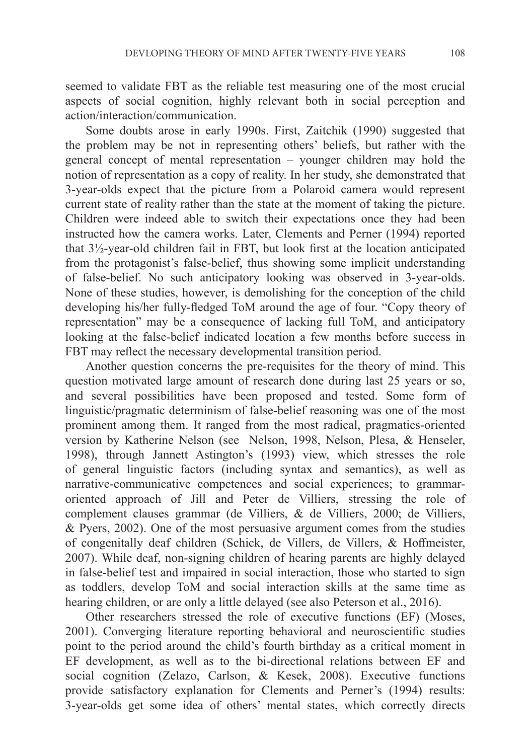seemed to validate FBT as the reliable test measuring one of the most crucial aspects of social cognition, highly relevant both in social perception and action/interaction/communication.

Some doubts arose in early 1990s. First, Zaitchik (1990) suggested that the problem may be not in representing others' beliefs, but rather with the general concept of mental representation – younger children may hold the notion of representation as a copy of reality. In her study, she demonstrated that 3-year-olds expect that the picture from a Polaroid camera would represent current state of reality rather than the state at the moment of taking the picture. Children were indeed able to switch their expectations once they had been instructed how the camera works. Later, Clements and Perner (1994) reported that 3½-year-old children fail in FBT, but look first at the location anticipated from the protagonist's false-belief, thus showing some implicit understanding of false-belief. No such anticipatory looking was observed in 3-year-olds. None of these studies, however, is demolishing for the conception of the child developing his/her fully-fledged ToM around the age of four. "Copy theory of representation" may be a consequence of lacking full ToM, and anticipatory looking at the false-belief indicated location a few months before success in FBT may reflect the necessary developmental transition period.

Another question concerns the pre-requisites for the theory of mind. This question motivated large amount of research done during last 25 years or so, and several possibilities have been proposed and tested. Some form of linguistic/pragmatic determinism of false-belief reasoning was one of the most prominent among them. It ranged from the most radical, pragmatics-oriented version by Katherine Nelson (see Nelson, 1998, Nelson, Plesa, & Henseler, 1998), through Jannett Astington's (1993) view, which stresses the role of general linguistic factors (including syntax and semantics), as well as narrative-communicative competences and social experiences; to grammar-oriented approach of Jill and Peter de Villiers, stressing the role of complement clauses grammar (de Villiers, & de Villiers, 2000; de Villiers, & Pyers, 2002). One of the most persuasive argument comes from the studies of congenitally deaf children (Schick, de Villers, de Villers, & Hoffmeister, 2007). While deaf, non-signing children of hearing parents are highly delayed in false-belief test and impaired in social interaction, those who started to sign as toddlers, develop ToM and social interaction skills at the same time as hearing children, or are only a little delayed (see also Peterson et al., 2016).

Other researchers stressed the role of executive functions (EF) (Moses, 2001). Converging literature reporting behavioral and neuroscientific studies point to the period around the child's fourth birthday as a critical moment in EF development, as well as to the bi-directional relations between EF and social cognition (Zelazo, Carlson, & Kesek, 2008). Executive functions provide satisfactory explanation for Clements and Perner's (1994) results: 3-year-olds get some idea of others' mental states, which correctly directs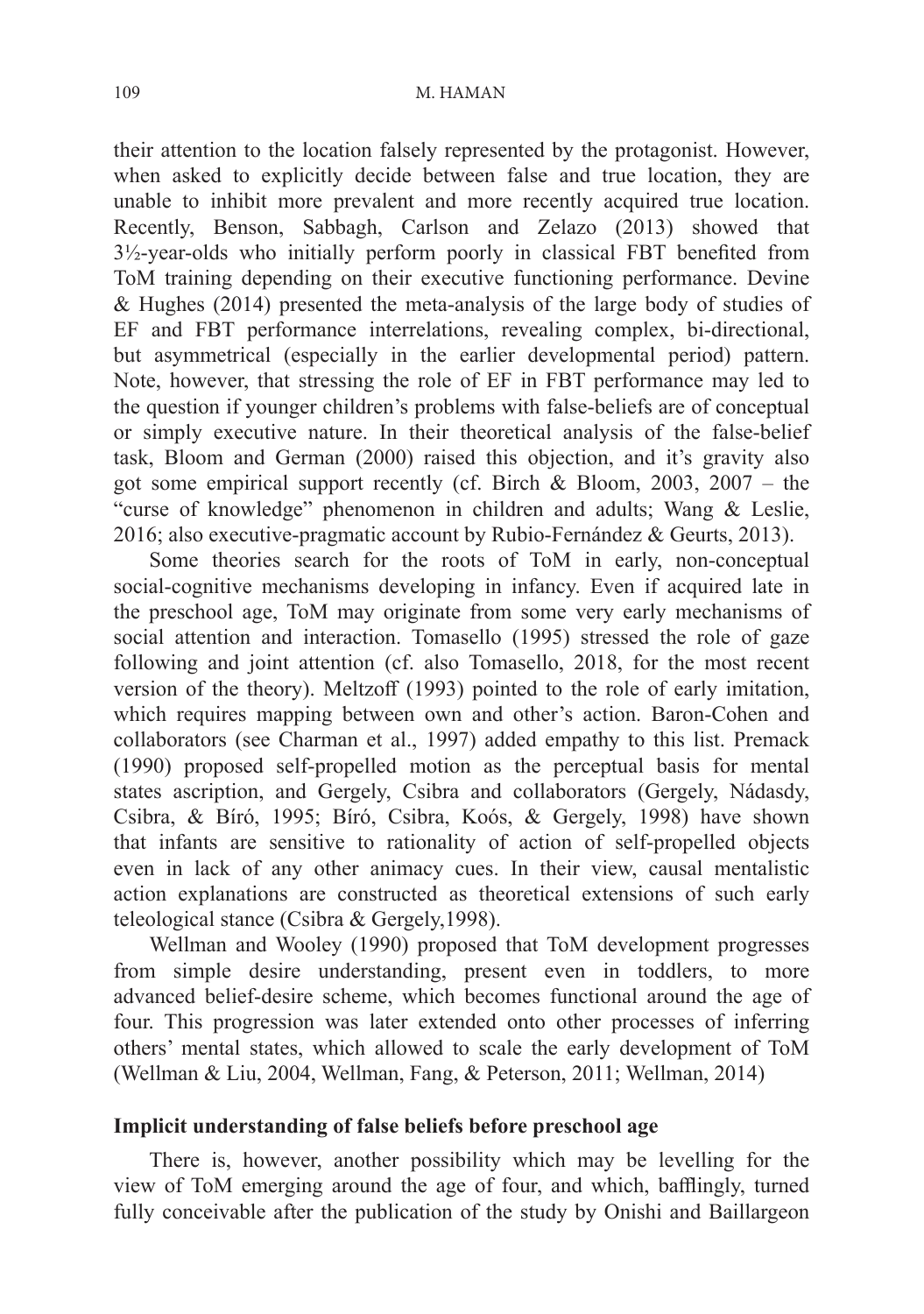their attention to the location falsely represented by the protagonist. However, when asked to explicitly decide between false and true location, they are unable to inhibit more prevalent and more recently acquired true location. Recently, Benson, Sabbagh, Carlson and Zelazo (2013) showed that 3½-year-olds who initially perform poorly in classical FBT benefited from ToM training depending on their executive functioning performance. Devine & Hughes (2014) presented the meta-analysis of the large body of studies of EF and FBT performance interrelations, revealing complex, bi-directional, but asymmetrical (especially in the earlier developmental period) pattern. Note, however, that stressing the role of EF in FBT performance may led to the question if younger children's problems with false-beliefs are of conceptual or simply executive nature. In their theoretical analysis of the false-belief task, Bloom and German (2000) raised this objection, and it's gravity also got some empirical support recently (cf. Birch & Bloom, 2003, 2007 – the "curse of knowledge" phenomenon in children and adults; Wang & Leslie, 2016; also executive-pragmatic account by Rubio-Fernández & Geurts, 2013).

Some theories search for the roots of ToM in early, non-conceptual social-cognitive mechanisms developing in infancy. Even if acquired late in the preschool age, ToM may originate from some very early mechanisms of social attention and interaction. Tomasello (1995) stressed the role of gaze following and joint attention (cf. also Tomasello, 2018, for the most recent version of the theory). Meltzoff (1993) pointed to the role of early imitation, which requires mapping between own and other's action. Baron-Cohen and collaborators (see Charman et al., 1997) added empathy to this list. Premack (1990) proposed self-propelled motion as the perceptual basis for mental states ascription, and Gergely, Csibra and collaborators (Gergely, Nádasdy, Csibra, & Bíró, 1995; Bíró, Csibra, Koós, & Gergely, 1998) have shown that infants are sensitive to rationality of action of self-propelled objects even in lack of any other animacy cues. In their view, causal mentalistic action explanations are constructed as theoretical extensions of such early teleological stance (Csibra & Gergely,1998).

Wellman and Wooley (1990) proposed that ToM development progresses from simple desire understanding, present even in toddlers, to more advanced belief-desire scheme, which becomes functional around the age of four. This progression was later extended onto other processes of inferring others' mental states, which allowed to scale the early development of ToM (Wellman & Liu, 2004, Wellman, Fang, & Peterson, 2011; Wellman, 2014)

## Implicit understanding of false beliefs before preschool age

There is, however, another possibility which may be levelling for the view of ToM emerging around the age of four, and which, bafflingly, turned fully conceivable after the publication of the study by Onishi and Baillargeon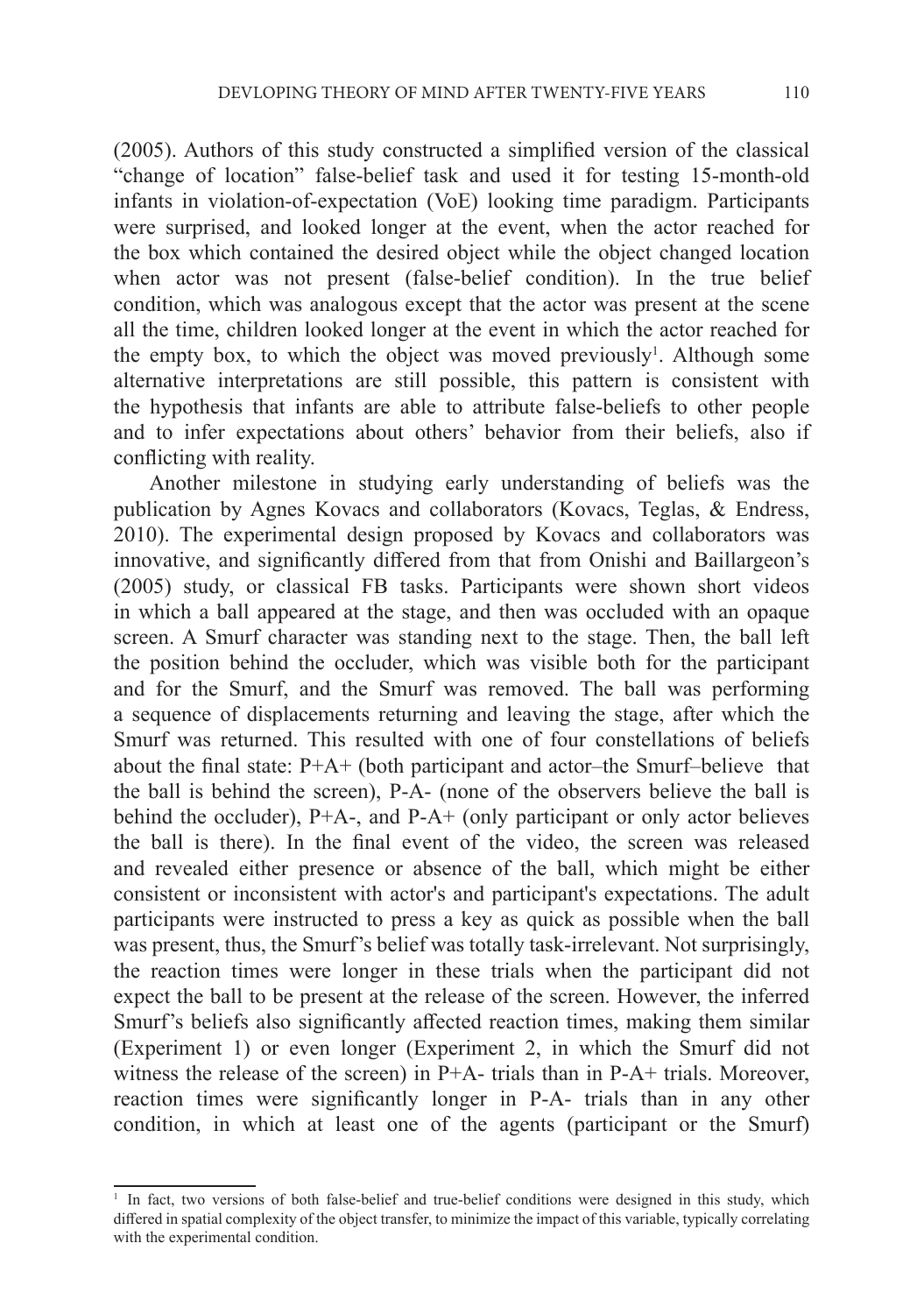(2005). Authors of this study constructed a simplified version of the classical "change of location" false-belief task and used it for testing 15-month-old infants in violation-of-expectation (VoE) looking time paradigm. Participants were surprised, and looked longer at the event, when the actor reached for the box which contained the desired object while the object changed location when actor was not present (false-belief condition). In the true belief condition, which was analogous except that the actor was present at the scene all the time, children looked longer at the event in which the actor reached for the empty box, to which the object was moved previously[1]. Although some alternative interpretations are still possible, this pattern is consistent with the hypothesis that infants are able to attribute false-beliefs to other people and to infer expectations about others' behavior from their beliefs, also if conflicting with reality.

Another milestone in studying early understanding of beliefs was the publication by Agnes Kovacs and collaborators (Kovacs, Teglas, & Endress, 2010). The experimental design proposed by Kovacs and collaborators was innovative, and significantly differed from that from Onishi and Baillargeon's (2005) study, or classical FB tasks. Participants were shown short videos in which a ball appeared at the stage, and then was occluded with an opaque screen. A Smurf character was standing next to the stage. Then, the ball left the position behind the occluder, which was visible both for the participant and for the Smurf, and the Smurf was removed. The ball was performing a sequence of displacements returning and leaving the stage, after which the Smurf was returned. This resulted with one of four constellations of beliefs about the final state: P+A+ (both participant and actor–the Smurf–believe that the ball is behind the screen), P-A- (none of the observers believe the ball is behind the occluder), P+A-, and P-A+ (only participant or only actor believes the ball is there). In the final event of the video, the screen was released and revealed either presence or absence of the ball, which might be either consistent or inconsistent with actor's and participant's expectations. The adult participants were instructed to press a key as quick as possible when the ball was present, thus, the Smurf's belief was totally task-irrelevant. Not surprisingly, the reaction times were longer in these trials when the participant did not expect the ball to be present at the release of the screen. However, the inferred Smurf's beliefs also significantly affected reaction times, making them similar (Experiment 1) or even longer (Experiment 2, in which the Smurf did not witness the release of the screen) in P+A- trials than in P-A+ trials. Moreover, reaction times were significantly longer in P-A- trials than in any other condition, in which at least one of the agents (participant or the Smurf)

---

[1] In fact, two versions of both false-belief and true-belief conditions were designed in this study, which differed in spatial complexity of the object transfer, to minimize the impact of this variable, typically correlating with the experimental condition.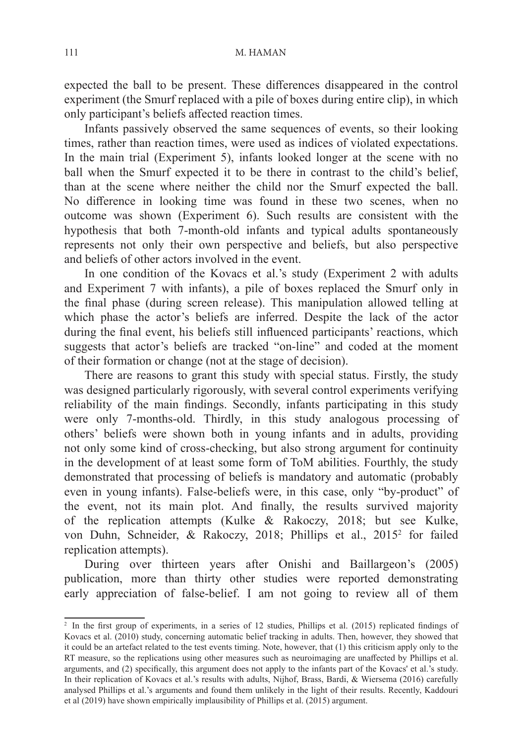expected the ball to be present. These differences disappeared in the control experiment (the Smurf replaced with a pile of boxes during entire clip), in which only participant's beliefs affected reaction times.

Infants passively observed the same sequences of events, so their looking times, rather than reaction times, were used as indices of violated expectations. In the main trial (Experiment 5), infants looked longer at the scene with no ball when the Smurf expected it to be there in contrast to the child's belief, than at the scene where neither the child nor the Smurf expected the ball. No difference in looking time was found in these two scenes, when no outcome was shown (Experiment 6). Such results are consistent with the hypothesis that both 7-month-old infants and typical adults spontaneously represents not only their own perspective and beliefs, but also perspective and beliefs of other actors involved in the event.

In one condition of the Kovacs et al.'s study (Experiment 2 with adults and Experiment 7 with infants), a pile of boxes replaced the Smurf only in the final phase (during screen release). This manipulation allowed telling at which phase the actor's beliefs are inferred. Despite the lack of the actor during the final event, his beliefs still influenced participants' reactions, which suggests that actor's beliefs are tracked "on-line" and coded at the moment of their formation or change (not at the stage of decision).

There are reasons to grant this study with special status. Firstly, the study was designed particularly rigorously, with several control experiments verifying reliability of the main findings. Secondly, infants participating in this study were only 7-months-old. Thirdly, in this study analogous processing of others' beliefs were shown both in young infants and in adults, providing not only some kind of cross-checking, but also strong argument for continuity in the development of at least some form of ToM abilities. Fourthly, the study demonstrated that processing of beliefs is mandatory and automatic (probably even in young infants). False-beliefs were, in this case, only "by-product" of the event, not its main plot. And finally, the results survived majority of the replication attempts (Kulke & Rakoczy, 2018; but see Kulke, von Duhn, Schneider, & Rakoczy, 2018; Phillips et al., 2015[2] for failed replication attempts).

During over thirteen years after Onishi and Baillargeon's (2005) publication, more than thirty other studies were reported demonstrating early appreciation of false-belief. I am not going to review all of them

---

[2] In the first group of experiments, in a series of 12 studies, Phillips et al. (2015) replicated findings of Kovacs et al. (2010) study, concerning automatic belief tracking in adults. Then, however, they showed that it could be an artefact related to the test events timing. Note, however, that (1) this criticism apply only to the RT measure, so the replications using other measures such as neuroimaging are unaffected by Phillips et al. arguments, and (2) specifically, this argument does not apply to the infants part of the Kovacs' et al.'s study. In their replication of Kovacs et al.'s results with adults, Nijhof, Brass, Bardi, & Wiersema (2016) carefully analysed Phillips et al.'s arguments and found them unlikely in the light of their results. Recently, Kaddouri et al (2019) have shown empirically implausibility of Phillips et al. (2015) argument.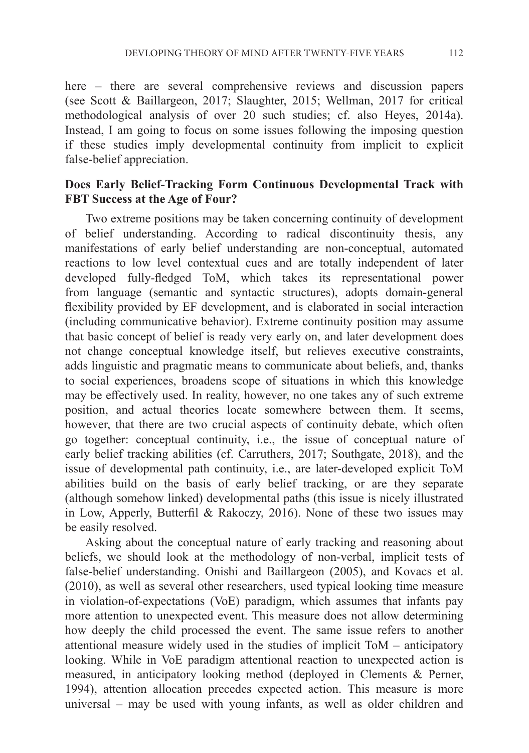here – there are several comprehensive reviews and discussion papers (see Scott & Baillargeon, 2017; Slaughter, 2015; Wellman, 2017 for critical methodological analysis of over 20 such studies; cf. also Heyes, 2014a). Instead, I am going to focus on some issues following the imposing question if these studies imply developmental continuity from implicit to explicit false-belief appreciation.

## Does Early Belief-Tracking Form Continuous Developmental Track with FBT Success at the Age of Four?

Two extreme positions may be taken concerning continuity of development of belief understanding. According to radical discontinuity thesis, any manifestations of early belief understanding are non-conceptual, automated reactions to low level contextual cues and are totally independent of later developed fully-fledged ToM, which takes its representational power from language (semantic and syntactic structures), adopts domain-general flexibility provided by EF development, and is elaborated in social interaction (including communicative behavior). Extreme continuity position may assume that basic concept of belief is ready very early on, and later development does not change conceptual knowledge itself, but relieves executive constraints, adds linguistic and pragmatic means to communicate about beliefs, and, thanks to social experiences, broadens scope of situations in which this knowledge may be effectively used. In reality, however, no one takes any of such extreme position, and actual theories locate somewhere between them. It seems, however, that there are two crucial aspects of continuity debate, which often go together: conceptual continuity, i.e., the issue of conceptual nature of early belief tracking abilities (cf. Carruthers, 2017; Southgate, 2018), and the issue of developmental path continuity, i.e., are later-developed explicit ToM abilities build on the basis of early belief tracking, or are they separate (although somehow linked) developmental paths (this issue is nicely illustrated in Low, Apperly, Butterfil & Rakoczy, 2016). None of these two issues may be easily resolved.

Asking about the conceptual nature of early tracking and reasoning about beliefs, we should look at the methodology of non-verbal, implicit tests of false-belief understanding. Onishi and Baillargeon (2005), and Kovacs et al. (2010), as well as several other researchers, used typical looking time measure in violation-of-expectations (VoE) paradigm, which assumes that infants pay more attention to unexpected event. This measure does not allow determining how deeply the child processed the event. The same issue refers to another attentional measure widely used in the studies of implicit ToM – anticipatory looking. While in VoE paradigm attentional reaction to unexpected action is measured, in anticipatory looking method (deployed in Clements & Perner, 1994), attention allocation precedes expected action. This measure is more universal – may be used with young infants, as well as older children and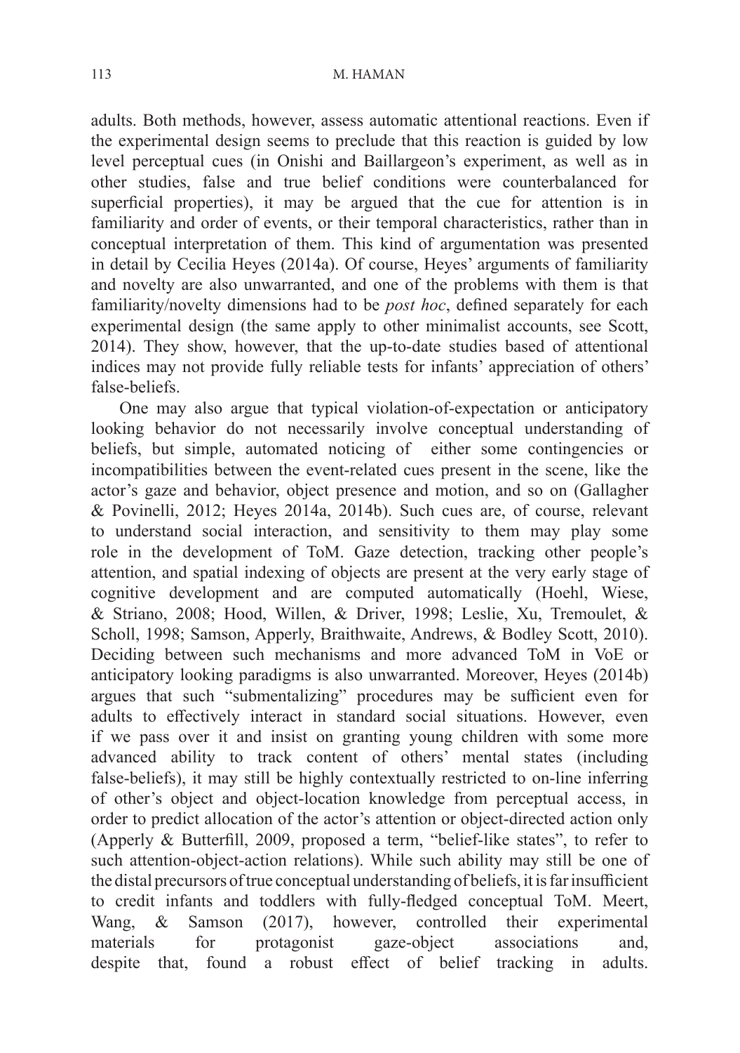adults. Both methods, however, assess automatic attentional reactions. Even if the experimental design seems to preclude that this reaction is guided by low level perceptual cues (in Onishi and Baillargeon's experiment, as well as in other studies, false and true belief conditions were counterbalanced for superficial properties), it may be argued that the cue for attention is in familiarity and order of events, or their temporal characteristics, rather than in conceptual interpretation of them. This kind of argumentation was presented in detail by Cecilia Heyes (2014a). Of course, Heyes' arguments of familiarity and novelty are also unwarranted, and one of the problems with them is that familiarity/novelty dimensions had to be *post hoc*, defined separately for each experimental design (the same apply to other minimalist accounts, see Scott, 2014). They show, however, that the up-to-date studies based of attentional indices may not provide fully reliable tests for infants' appreciation of others' false-beliefs.

One may also argue that typical violation-of-expectation or anticipatory looking behavior do not necessarily involve conceptual understanding of beliefs, but simple, automated noticing of either some contingencies or incompatibilities between the event-related cues present in the scene, like the actor's gaze and behavior, object presence and motion, and so on (Gallagher & Povinelli, 2012; Heyes 2014a, 2014b). Such cues are, of course, relevant to understand social interaction, and sensitivity to them may play some role in the development of ToM. Gaze detection, tracking other people's attention, and spatial indexing of objects are present at the very early stage of cognitive development and are computed automatically (Hoehl, Wiese, & Striano, 2008; Hood, Willen, & Driver, 1998; Leslie, Xu, Tremoulet, & Scholl, 1998; Samson, Apperly, Braithwaite, Andrews, & Bodley Scott, 2010). Deciding between such mechanisms and more advanced ToM in VoE or anticipatory looking paradigms is also unwarranted. Moreover, Heyes (2014b) argues that such "submentalizing" procedures may be sufficient even for adults to effectively interact in standard social situations. However, even if we pass over it and insist on granting young children with some more advanced ability to track content of others' mental states (including false-beliefs), it may still be highly contextually restricted to on-line inferring of other's object and object-location knowledge from perceptual access, in order to predict allocation of the actor's attention or object-directed action only (Apperly & Butterfill, 2009, proposed a term, "belief-like states", to refer to such attention-object-action relations). While such ability may still be one of the distal precursors of true conceptual understanding of beliefs, it is far insufficient to credit infants and toddlers with fully-fledged conceptual ToM. Meert, Wang, & Samson (2017), however, controlled their experimental materials for protagonist gaze-object associations and, despite that, found a robust effect of belief tracking in adults.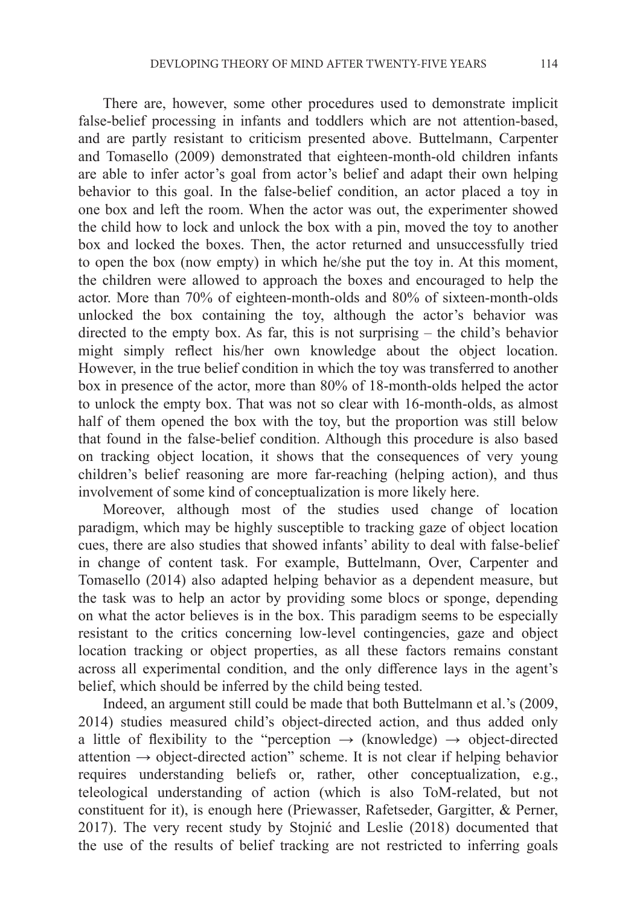There are, however, some other procedures used to demonstrate implicit false-belief processing in infants and toddlers which are not attention-based, and are partly resistant to criticism presented above. Buttelmann, Carpenter and Tomasello (2009) demonstrated that eighteen-month-old children infants are able to infer actor's goal from actor's belief and adapt their own helping behavior to this goal. In the false-belief condition, an actor placed a toy in one box and left the room. When the actor was out, the experimenter showed the child how to lock and unlock the box with a pin, moved the toy to another box and locked the boxes. Then, the actor returned and unsuccessfully tried to open the box (now empty) in which he/she put the toy in. At this moment, the children were allowed to approach the boxes and encouraged to help the actor. More than 70% of eighteen-month-olds and 80% of sixteen-month-olds unlocked the box containing the toy, although the actor's behavior was directed to the empty box. As far, this is not surprising – the child's behavior might simply reflect his/her own knowledge about the object location. However, in the true belief condition in which the toy was transferred to another box in presence of the actor, more than 80% of 18-month-olds helped the actor to unlock the empty box. That was not so clear with 16-month-olds, as almost half of them opened the box with the toy, but the proportion was still below that found in the false-belief condition. Although this procedure is also based on tracking object location, it shows that the consequences of very young children's belief reasoning are more far-reaching (helping action), and thus involvement of some kind of conceptualization is more likely here.

Moreover, although most of the studies used change of location paradigm, which may be highly susceptible to tracking gaze of object location cues, there are also studies that showed infants' ability to deal with false-belief in change of content task. For example, Buttelmann, Over, Carpenter and Tomasello (2014) also adapted helping behavior as a dependent measure, but the task was to help an actor by providing some blocs or sponge, depending on what the actor believes is in the box. This paradigm seems to be especially resistant to the critics concerning low-level contingencies, gaze and object location tracking or object properties, as all these factors remains constant across all experimental condition, and the only difference lays in the agent's belief, which should be inferred by the child being tested.

Indeed, an argument still could be made that both Buttelmann et al.'s (2009, 2014) studies measured child's object-directed action, and thus added only a little of flexibility to the "perception → (knowledge) → object-directed attention → object-directed action" scheme. It is not clear if helping behavior requires understanding beliefs or, rather, other conceptualization, e.g., teleological understanding of action (which is also ToM-related, but not constituent for it), is enough here (Priewasser, Rafetseder, Gargitter, & Perner, 2017). The very recent study by Stojnić and Leslie (2018) documented that the use of the results of belief tracking are not restricted to inferring goals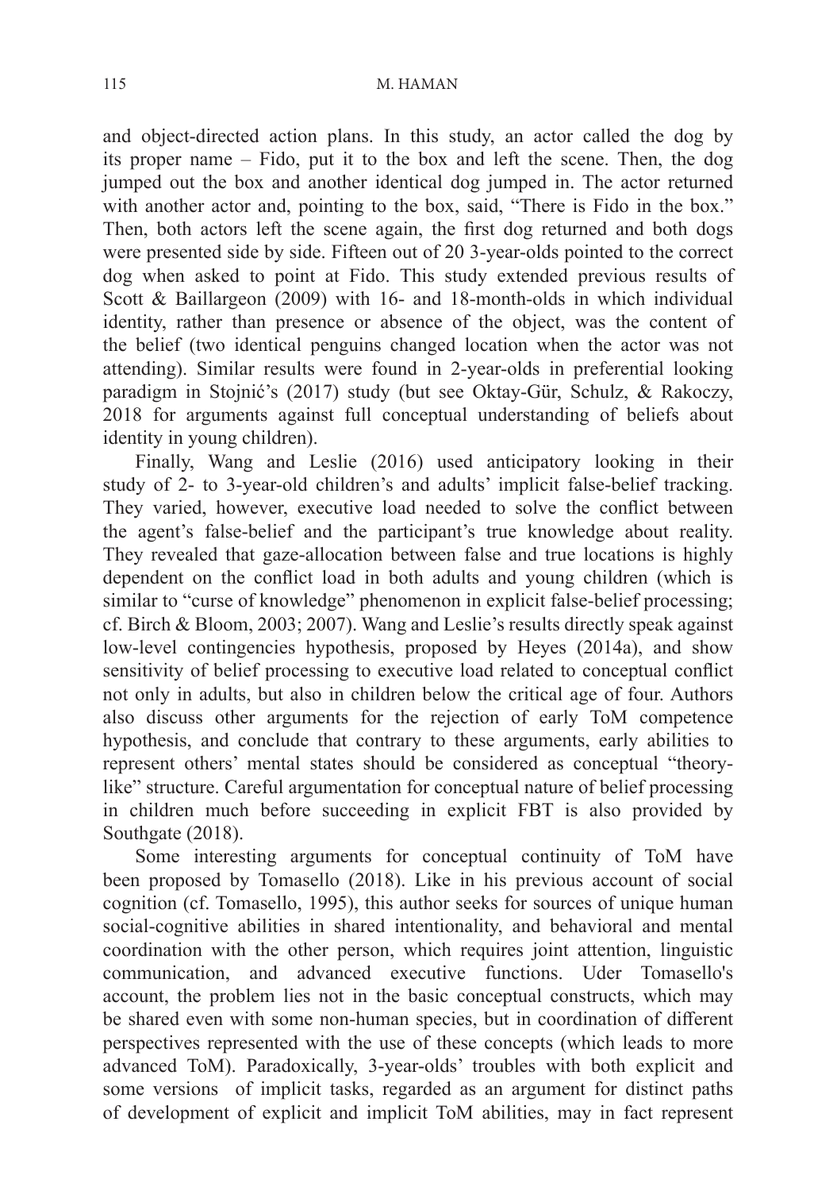and object-directed action plans. In this study, an actor called the dog by its proper name – Fido, put it to the box and left the scene. Then, the dog jumped out the box and another identical dog jumped in. The actor returned with another actor and, pointing to the box, said, "There is Fido in the box." Then, both actors left the scene again, the first dog returned and both dogs were presented side by side. Fifteen out of 20 3-year-olds pointed to the correct dog when asked to point at Fido. This study extended previous results of Scott & Baillargeon (2009) with 16- and 18-month-olds in which individual identity, rather than presence or absence of the object, was the content of the belief (two identical penguins changed location when the actor was not attending). Similar results were found in 2-year-olds in preferential looking paradigm in Stojnić's (2017) study (but see Oktay-Gür, Schulz, & Rakoczy, 2018 for arguments against full conceptual understanding of beliefs about identity in young children).

Finally, Wang and Leslie (2016) used anticipatory looking in their study of 2- to 3-year-old children's and adults' implicit false-belief tracking. They varied, however, executive load needed to solve the conflict between the agent's false-belief and the participant's true knowledge about reality. They revealed that gaze-allocation between false and true locations is highly dependent on the conflict load in both adults and young children (which is similar to "curse of knowledge" phenomenon in explicit false-belief processing; cf. Birch & Bloom, 2003; 2007). Wang and Leslie's results directly speak against low-level contingencies hypothesis, proposed by Heyes (2014a), and show sensitivity of belief processing to executive load related to conceptual conflict not only in adults, but also in children below the critical age of four. Authors also discuss other arguments for the rejection of early ToM competence hypothesis, and conclude that contrary to these arguments, early abilities to represent others' mental states should be considered as conceptual "theory-like" structure. Careful argumentation for conceptual nature of belief processing in children much before succeeding in explicit FBT is also provided by Southgate (2018).

Some interesting arguments for conceptual continuity of ToM have been proposed by Tomasello (2018). Like in his previous account of social cognition (cf. Tomasello, 1995), this author seeks for sources of unique human social-cognitive abilities in shared intentionality, and behavioral and mental coordination with the other person, which requires joint attention, linguistic communication, and advanced executive functions. Uder Tomasello's account, the problem lies not in the basic conceptual constructs, which may be shared even with some non-human species, but in coordination of different perspectives represented with the use of these concepts (which leads to more advanced ToM). Paradoxically, 3-year-olds' troubles with both explicit and some versions of implicit tasks, regarded as an argument for distinct paths of development of explicit and implicit ToM abilities, may in fact represent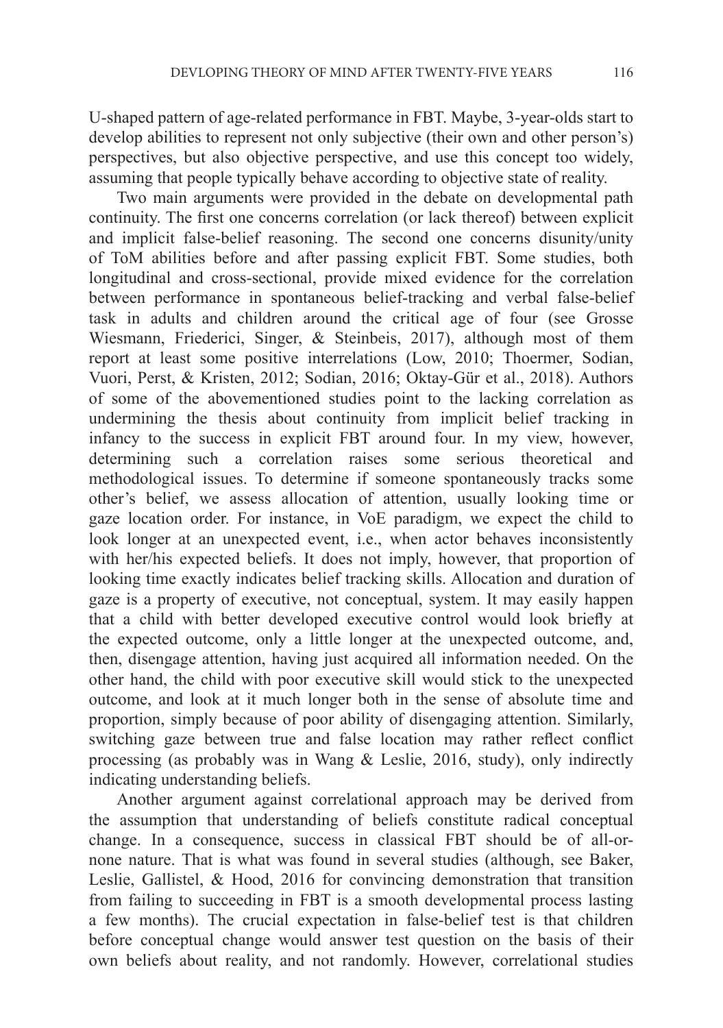U-shaped pattern of age-related performance in FBT. Maybe, 3-year-olds start to develop abilities to represent not only subjective (their own and other person's) perspectives, but also objective perspective, and use this concept too widely, assuming that people typically behave according to objective state of reality.

Two main arguments were provided in the debate on developmental path continuity. The first one concerns correlation (or lack thereof) between explicit and implicit false-belief reasoning. The second one concerns disunity/unity of ToM abilities before and after passing explicit FBT. Some studies, both longitudinal and cross-sectional, provide mixed evidence for the correlation between performance in spontaneous belief-tracking and verbal false-belief task in adults and children around the critical age of four (see Grosse Wiesmann, Friederici, Singer, & Steinbeis, 2017), although most of them report at least some positive interrelations (Low, 2010; Thoermer, Sodian, Vuori, Perst, & Kristen, 2012; Sodian, 2016; Oktay-Gür et al., 2018). Authors of some of the abovementioned studies point to the lacking correlation as undermining the thesis about continuity from implicit belief tracking in infancy to the success in explicit FBT around four. In my view, however, determining such a correlation raises some serious theoretical and methodological issues. To determine if someone spontaneously tracks some other's belief, we assess allocation of attention, usually looking time or gaze location order. For instance, in VoE paradigm, we expect the child to look longer at an unexpected event, i.e., when actor behaves inconsistently with her/his expected beliefs. It does not imply, however, that proportion of looking time exactly indicates belief tracking skills. Allocation and duration of gaze is a property of executive, not conceptual, system. It may easily happen that a child with better developed executive control would look briefly at the expected outcome, only a little longer at the unexpected outcome, and, then, disengage attention, having just acquired all information needed. On the other hand, the child with poor executive skill would stick to the unexpected outcome, and look at it much longer both in the sense of absolute time and proportion, simply because of poor ability of disengaging attention. Similarly, switching gaze between true and false location may rather reflect conflict processing (as probably was in Wang & Leslie, 2016, study), only indirectly indicating understanding beliefs.

Another argument against correlational approach may be derived from the assumption that understanding of beliefs constitute radical conceptual change. In a consequence, success in classical FBT should be of all-or-none nature. That is what was found in several studies (although, see Baker, Leslie, Gallistel, & Hood, 2016 for convincing demonstration that transition from failing to succeeding in FBT is a smooth developmental process lasting a few months). The crucial expectation in false-belief test is that children before conceptual change would answer test question on the basis of their own beliefs about reality, and not randomly. However, correlational studies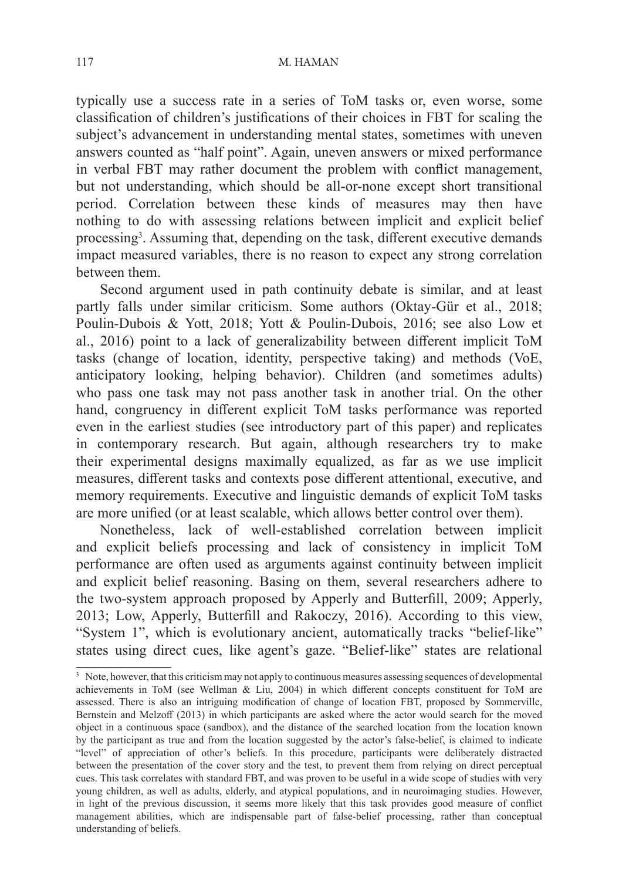typically use a success rate in a series of ToM tasks or, even worse, some classification of children's justifications of their choices in FBT for scaling the subject's advancement in understanding mental states, sometimes with uneven answers counted as "half point". Again, uneven answers or mixed performance in verbal FBT may rather document the problem with conflict management, but not understanding, which should be all-or-none except short transitional period. Correlation between these kinds of measures may then have nothing to do with assessing relations between implicit and explicit belief processing[3]. Assuming that, depending on the task, different executive demands impact measured variables, there is no reason to expect any strong correlation between them.

Second argument used in path continuity debate is similar, and at least partly falls under similar criticism. Some authors (Oktay-Gür et al., 2018; Poulin-Dubois & Yott, 2018; Yott & Poulin-Dubois, 2016; see also Low et al., 2016) point to a lack of generalizability between different implicit ToM tasks (change of location, identity, perspective taking) and methods (VoE, anticipatory looking, helping behavior). Children (and sometimes adults) who pass one task may not pass another task in another trial. On the other hand, congruency in different explicit ToM tasks performance was reported even in the earliest studies (see introductory part of this paper) and replicates in contemporary research. But again, although researchers try to make their experimental designs maximally equalized, as far as we use implicit measures, different tasks and contexts pose different attentional, executive, and memory requirements. Executive and linguistic demands of explicit ToM tasks are more unified (or at least scalable, which allows better control over them).

Nonetheless, lack of well-established correlation between implicit and explicit beliefs processing and lack of consistency in implicit ToM performance are often used as arguments against continuity between implicit and explicit belief reasoning. Basing on them, several researchers adhere to the two-system approach proposed by Apperly and Butterfill, 2009; Apperly, 2013; Low, Apperly, Butterfill and Rakoczy, 2016). According to this view, "System 1", which is evolutionary ancient, automatically tracks "belief-like" states using direct cues, like agent's gaze. "Belief-like" states are relational

[3] Note, however, that this criticism may not apply to continuous measures assessing sequences of developmental achievements in ToM (see Wellman & Liu, 2004) in which different concepts constituent for ToM are assessed. There is also an intriguing modification of change of location FBT, proposed by Sommerville, Bernstein and Melzoff (2013) in which participants are asked where the actor would search for the moved object in a continuous space (sandbox), and the distance of the searched location from the location known by the participant as true and from the location suggested by the actor's false-belief, is claimed to indicate "level" of appreciation of other's beliefs. In this procedure, participants were deliberately distracted between the presentation of the cover story and the test, to prevent them from relying on direct perceptual cues. This task correlates with standard FBT, and was proven to be useful in a wide scope of studies with very young children, as well as adults, elderly, and atypical populations, and in neuroimaging studies. However, in light of the previous discussion, it seems more likely that this task provides good measure of conflict management abilities, which are indispensable part of false-belief processing, rather than conceptual understanding of beliefs.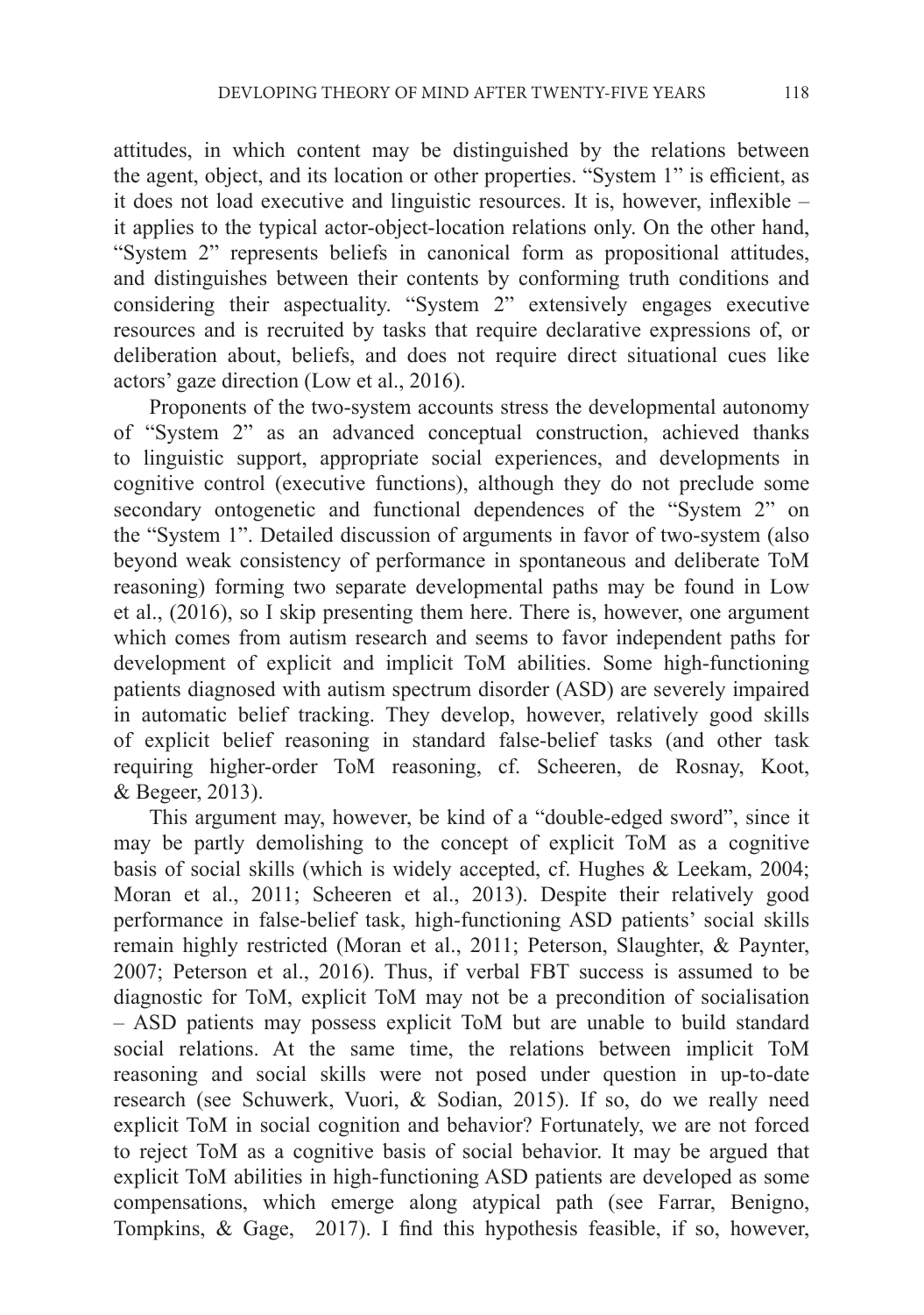attitudes, in which content may be distinguished by the relations between the agent, object, and its location or other properties. "System 1" is efficient, as it does not load executive and linguistic resources. It is, however, inflexible – it applies to the typical actor-object-location relations only. On the other hand, "System 2" represents beliefs in canonical form as propositional attitudes, and distinguishes between their contents by conforming truth conditions and considering their aspectuality. "System 2" extensively engages executive resources and is recruited by tasks that require declarative expressions of, or deliberation about, beliefs, and does not require direct situational cues like actors' gaze direction (Low et al., 2016).

Proponents of the two-system accounts stress the developmental autonomy of "System 2" as an advanced conceptual construction, achieved thanks to linguistic support, appropriate social experiences, and developments in cognitive control (executive functions), although they do not preclude some secondary ontogenetic and functional dependences of the "System 2" on the "System 1". Detailed discussion of arguments in favor of two-system (also beyond weak consistency of performance in spontaneous and deliberate ToM reasoning) forming two separate developmental paths may be found in Low et al., (2016), so I skip presenting them here. There is, however, one argument which comes from autism research and seems to favor independent paths for development of explicit and implicit ToM abilities. Some high-functioning patients diagnosed with autism spectrum disorder (ASD) are severely impaired in automatic belief tracking. They develop, however, relatively good skills of explicit belief reasoning in standard false-belief tasks (and other task requiring higher-order ToM reasoning, cf. Scheeren, de Rosnay, Koot, & Begeer, 2013).

This argument may, however, be kind of a "double-edged sword", since it may be partly demolishing to the concept of explicit ToM as a cognitive basis of social skills (which is widely accepted, cf. Hughes & Leekam, 2004; Moran et al., 2011; Scheeren et al., 2013). Despite their relatively good performance in false-belief task, high-functioning ASD patients' social skills remain highly restricted (Moran et al., 2011; Peterson, Slaughter, & Paynter, 2007; Peterson et al., 2016). Thus, if verbal FBT success is assumed to be diagnostic for ToM, explicit ToM may not be a precondition of socialisation – ASD patients may possess explicit ToM but are unable to build standard social relations. At the same time, the relations between implicit ToM reasoning and social skills were not posed under question in up-to-date research (see Schuwerk, Vuori, & Sodian, 2015). If so, do we really need explicit ToM in social cognition and behavior? Fortunately, we are not forced to reject ToM as a cognitive basis of social behavior. It may be argued that explicit ToM abilities in high-functioning ASD patients are developed as some compensations, which emerge along atypical path (see Farrar, Benigno, Tompkins, & Gage, 2017). I find this hypothesis feasible, if so, however,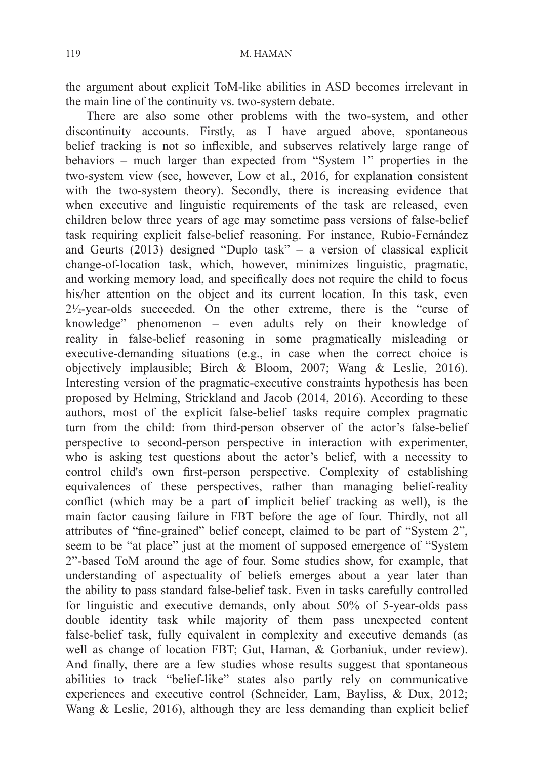the argument about explicit ToM-like abilities in ASD becomes irrelevant in the main line of the continuity vs. two-system debate.

There are also some other problems with the two-system, and other discontinuity accounts. Firstly, as I have argued above, spontaneous belief tracking is not so inflexible, and subserves relatively large range of behaviors – much larger than expected from "System 1" properties in the two-system view (see, however, Low et al., 2016, for explanation consistent with the two-system theory). Secondly, there is increasing evidence that when executive and linguistic requirements of the task are released, even children below three years of age may sometime pass versions of false-belief task requiring explicit false-belief reasoning. For instance, Rubio-Fernández and Geurts (2013) designed "Duplo task" – a version of classical explicit change-of-location task, which, however, minimizes linguistic, pragmatic, and working memory load, and specifically does not require the child to focus his/her attention on the object and its current location. In this task, even 2½-year-olds succeeded. On the other extreme, there is the "curse of knowledge" phenomenon – even adults rely on their knowledge of reality in false-belief reasoning in some pragmatically misleading or executive-demanding situations (e.g., in case when the correct choice is objectively implausible; Birch & Bloom, 2007; Wang & Leslie, 2016). Interesting version of the pragmatic-executive constraints hypothesis has been proposed by Helming, Strickland and Jacob (2014, 2016). According to these authors, most of the explicit false-belief tasks require complex pragmatic turn from the child: from third-person observer of the actor's false-belief perspective to second-person perspective in interaction with experimenter, who is asking test questions about the actor's belief, with a necessity to control child's own first-person perspective. Complexity of establishing equivalences of these perspectives, rather than managing belief-reality conflict (which may be a part of implicit belief tracking as well), is the main factor causing failure in FBT before the age of four. Thirdly, not all attributes of "fine-grained" belief concept, claimed to be part of "System 2", seem to be "at place" just at the moment of supposed emergence of "System 2"-based ToM around the age of four. Some studies show, for example, that understanding of aspectuality of beliefs emerges about a year later than the ability to pass standard false-belief task. Even in tasks carefully controlled for linguistic and executive demands, only about 50% of 5-year-olds pass double identity task while majority of them pass unexpected content false-belief task, fully equivalent in complexity and executive demands (as well as change of location FBT; Gut, Haman, & Gorbaniuk, under review). And finally, there are a few studies whose results suggest that spontaneous abilities to track "belief-like" states also partly rely on communicative experiences and executive control (Schneider, Lam, Bayliss, & Dux, 2012; Wang & Leslie, 2016), although they are less demanding than explicit belief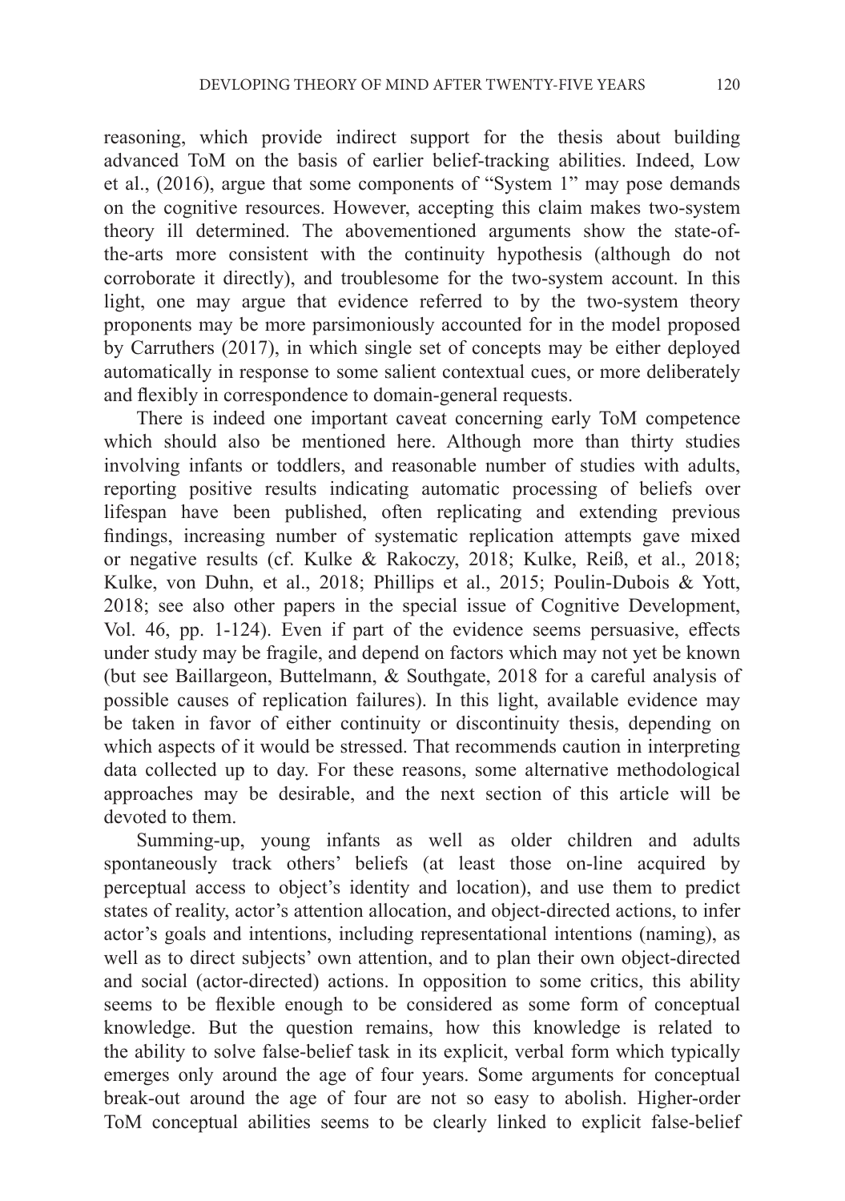reasoning, which provide indirect support for the thesis about building advanced ToM on the basis of earlier belief-tracking abilities. Indeed, Low et al., (2016), argue that some components of "System 1" may pose demands on the cognitive resources. However, accepting this claim makes two-system theory ill determined. The abovementioned arguments show the state-of-the-arts more consistent with the continuity hypothesis (although do not corroborate it directly), and troublesome for the two-system account. In this light, one may argue that evidence referred to by the two-system theory proponents may be more parsimoniously accounted for in the model proposed by Carruthers (2017), in which single set of concepts may be either deployed automatically in response to some salient contextual cues, or more deliberately and flexibly in correspondence to domain-general requests.

There is indeed one important caveat concerning early ToM competence which should also be mentioned here. Although more than thirty studies involving infants or toddlers, and reasonable number of studies with adults, reporting positive results indicating automatic processing of beliefs over lifespan have been published, often replicating and extending previous findings, increasing number of systematic replication attempts gave mixed or negative results (cf. Kulke & Rakoczy, 2018; Kulke, Reiß, et al., 2018; Kulke, von Duhn, et al., 2018; Phillips et al., 2015; Poulin-Dubois & Yott, 2018; see also other papers in the special issue of Cognitive Development, Vol. 46, pp. 1-124). Even if part of the evidence seems persuasive, effects under study may be fragile, and depend on factors which may not yet be known (but see Baillargeon, Buttelmann, & Southgate, 2018 for a careful analysis of possible causes of replication failures). In this light, available evidence may be taken in favor of either continuity or discontinuity thesis, depending on which aspects of it would be stressed. That recommends caution in interpreting data collected up to day. For these reasons, some alternative methodological approaches may be desirable, and the next section of this article will be devoted to them.

Summing-up, young infants as well as older children and adults spontaneously track others' beliefs (at least those on-line acquired by perceptual access to object's identity and location), and use them to predict states of reality, actor's attention allocation, and object-directed actions, to infer actor's goals and intentions, including representational intentions (naming), as well as to direct subjects' own attention, and to plan their own object-directed and social (actor-directed) actions. In opposition to some critics, this ability seems to be flexible enough to be considered as some form of conceptual knowledge. But the question remains, how this knowledge is related to the ability to solve false-belief task in its explicit, verbal form which typically emerges only around the age of four years. Some arguments for conceptual break-out around the age of four are not so easy to abolish. Higher-order ToM conceptual abilities seems to be clearly linked to explicit false-belief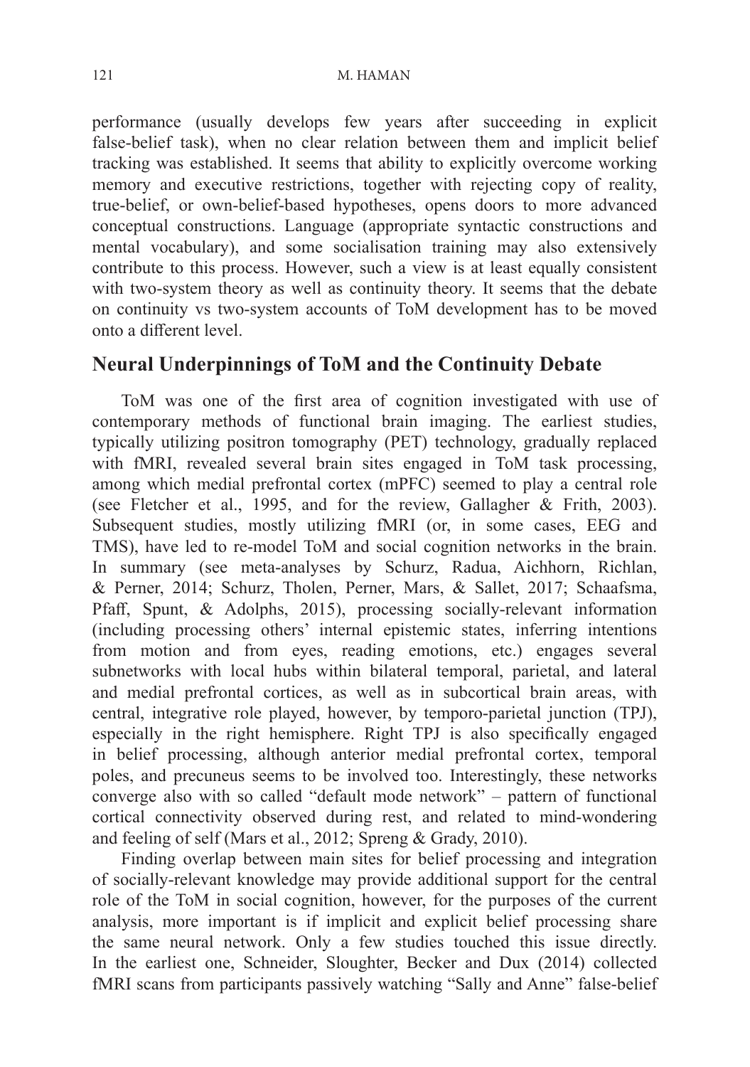performance (usually develops few years after succeeding in explicit false-belief task), when no clear relation between them and implicit belief tracking was established. It seems that ability to explicitly overcome working memory and executive restrictions, together with rejecting copy of reality, true-belief, or own-belief-based hypotheses, opens doors to more advanced conceptual constructions. Language (appropriate syntactic constructions and mental vocabulary), and some socialisation training may also extensively contribute to this process. However, such a view is at least equally consistent with two-system theory as well as continuity theory. It seems that the debate on continuity vs two-system accounts of ToM development has to be moved onto a different level.

## Neural Underpinnings of ToM and the Continuity Debate

ToM was one of the first area of cognition investigated with use of contemporary methods of functional brain imaging. The earliest studies, typically utilizing positron tomography (PET) technology, gradually replaced with fMRI, revealed several brain sites engaged in ToM task processing, among which medial prefrontal cortex (mPFC) seemed to play a central role (see Fletcher et al., 1995, and for the review, Gallagher & Frith, 2003). Subsequent studies, mostly utilizing fMRI (or, in some cases, EEG and TMS), have led to re-model ToM and social cognition networks in the brain. In summary (see meta-analyses by Schurz, Radua, Aichhorn, Richlan, & Perner, 2014; Schurz, Tholen, Perner, Mars, & Sallet, 2017; Schaafsma, Pfaff, Spunt, & Adolphs, 2015), processing socially-relevant information (including processing others' internal epistemic states, inferring intentions from motion and from eyes, reading emotions, etc.) engages several subnetworks with local hubs within bilateral temporal, parietal, and lateral and medial prefrontal cortices, as well as in subcortical brain areas, with central, integrative role played, however, by temporo-parietal junction (TPJ), especially in the right hemisphere. Right TPJ is also specifically engaged in belief processing, although anterior medial prefrontal cortex, temporal poles, and precuneus seems to be involved too. Interestingly, these networks converge also with so called "default mode network" – pattern of functional cortical connectivity observed during rest, and related to mind-wondering and feeling of self (Mars et al., 2012; Spreng & Grady, 2010).

Finding overlap between main sites for belief processing and integration of socially-relevant knowledge may provide additional support for the central role of the ToM in social cognition, however, for the purposes of the current analysis, more important is if implicit and explicit belief processing share the same neural network. Only a few studies touched this issue directly. In the earliest one, Schneider, Sloughter, Becker and Dux (2014) collected fMRI scans from participants passively watching "Sally and Anne" false-belief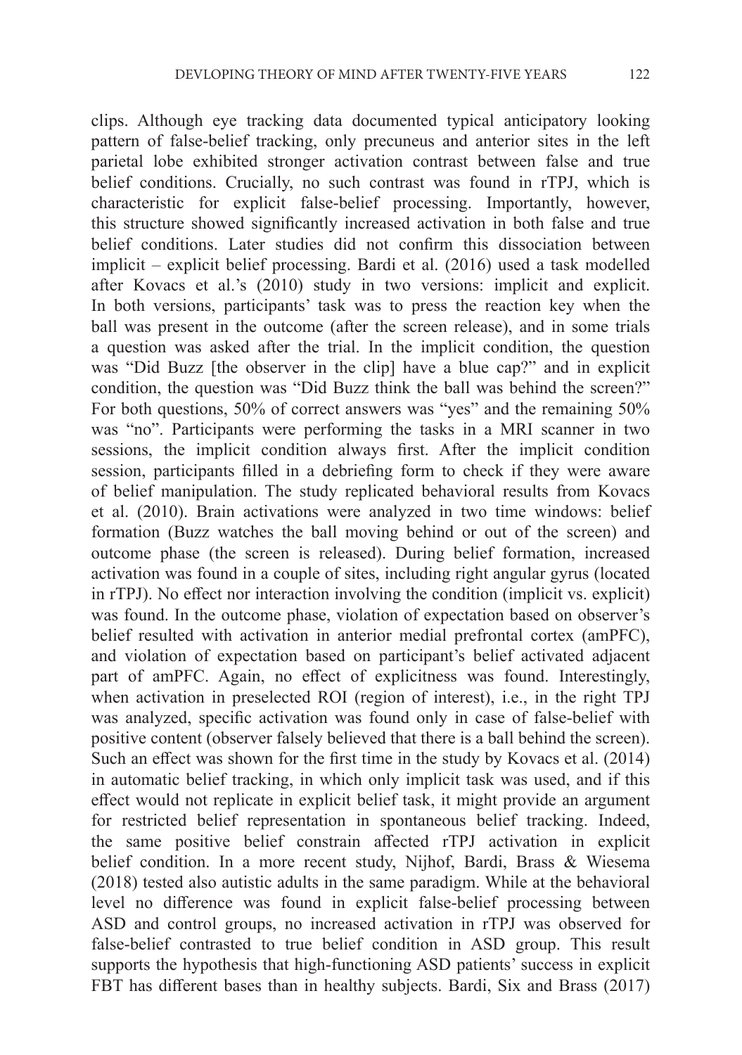clips. Although eye tracking data documented typical anticipatory looking pattern of false-belief tracking, only precuneus and anterior sites in the left parietal lobe exhibited stronger activation contrast between false and true belief conditions. Crucially, no such contrast was found in rTPJ, which is characteristic for explicit false-belief processing. Importantly, however, this structure showed significantly increased activation in both false and true belief conditions. Later studies did not confirm this dissociation between implicit – explicit belief processing. Bardi et al. (2016) used a task modelled after Kovacs et al.'s (2010) study in two versions: implicit and explicit. In both versions, participants' task was to press the reaction key when the ball was present in the outcome (after the screen release), and in some trials a question was asked after the trial. In the implicit condition, the question was "Did Buzz [the observer in the clip] have a blue cap?" and in explicit condition, the question was "Did Buzz think the ball was behind the screen?" For both questions, 50% of correct answers was "yes" and the remaining 50% was "no". Participants were performing the tasks in a MRI scanner in two sessions, the implicit condition always first. After the implicit condition session, participants filled in a debriefing form to check if they were aware of belief manipulation. The study replicated behavioral results from Kovacs et al. (2010). Brain activations were analyzed in two time windows: belief formation (Buzz watches the ball moving behind or out of the screen) and outcome phase (the screen is released). During belief formation, increased activation was found in a couple of sites, including right angular gyrus (located in rTPJ). No effect nor interaction involving the condition (implicit vs. explicit) was found. In the outcome phase, violation of expectation based on observer's belief resulted with activation in anterior medial prefrontal cortex (amPFC), and violation of expectation based on participant's belief activated adjacent part of amPFC. Again, no effect of explicitness was found. Interestingly, when activation in preselected ROI (region of interest), i.e., in the right TPJ was analyzed, specific activation was found only in case of false-belief with positive content (observer falsely believed that there is a ball behind the screen). Such an effect was shown for the first time in the study by Kovacs et al. (2014) in automatic belief tracking, in which only implicit task was used, and if this effect would not replicate in explicit belief task, it might provide an argument for restricted belief representation in spontaneous belief tracking. Indeed, the same positive belief constrain affected rTPJ activation in explicit belief condition. In a more recent study, Nijhof, Bardi, Brass & Wiesema (2018) tested also autistic adults in the same paradigm. While at the behavioral level no difference was found in explicit false-belief processing between ASD and control groups, no increased activation in rTPJ was observed for false-belief contrasted to true belief condition in ASD group. This result supports the hypothesis that high-functioning ASD patients' success in explicit FBT has different bases than in healthy subjects. Bardi, Six and Brass (2017)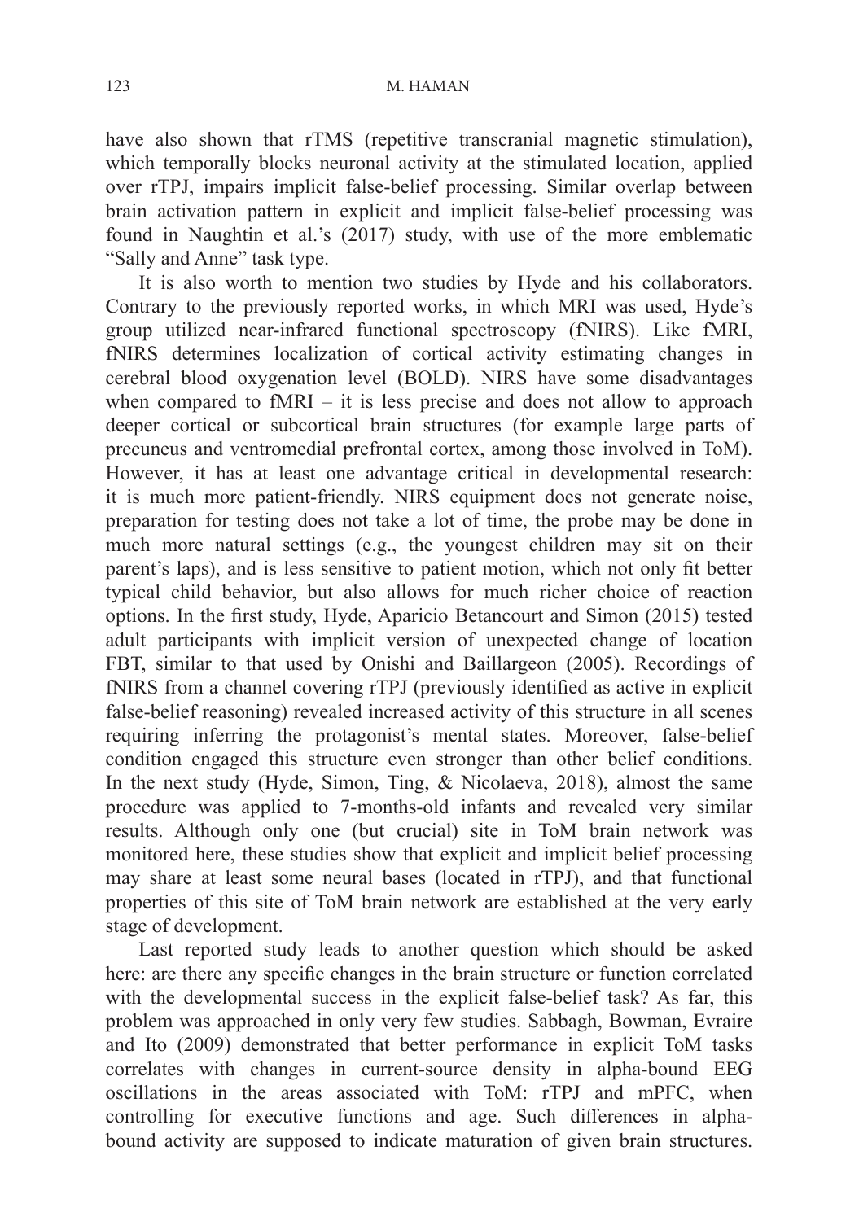have also shown that rTMS (repetitive transcranial magnetic stimulation), which temporally blocks neuronal activity at the stimulated location, applied over rTPJ, impairs implicit false-belief processing. Similar overlap between brain activation pattern in explicit and implicit false-belief processing was found in Naughtin et al.'s (2017) study, with use of the more emblematic "Sally and Anne" task type.

It is also worth to mention two studies by Hyde and his collaborators. Contrary to the previously reported works, in which MRI was used, Hyde's group utilized near-infrared functional spectroscopy (fNIRS). Like fMRI, fNIRS determines localization of cortical activity estimating changes in cerebral blood oxygenation level (BOLD). NIRS have some disadvantages when compared to fMRI – it is less precise and does not allow to approach deeper cortical or subcortical brain structures (for example large parts of precuneus and ventromedial prefrontal cortex, among those involved in ToM). However, it has at least one advantage critical in developmental research: it is much more patient-friendly. NIRS equipment does not generate noise, preparation for testing does not take a lot of time, the probe may be done in much more natural settings (e.g., the youngest children may sit on their parent's laps), and is less sensitive to patient motion, which not only fit better typical child behavior, but also allows for much richer choice of reaction options. In the first study, Hyde, Aparicio Betancourt and Simon (2015) tested adult participants with implicit version of unexpected change of location FBT, similar to that used by Onishi and Baillargeon (2005). Recordings of fNIRS from a channel covering rTPJ (previously identified as active in explicit false-belief reasoning) revealed increased activity of this structure in all scenes requiring inferring the protagonist's mental states. Moreover, false-belief condition engaged this structure even stronger than other belief conditions. In the next study (Hyde, Simon, Ting, & Nicolaeva, 2018), almost the same procedure was applied to 7-months-old infants and revealed very similar results. Although only one (but crucial) site in ToM brain network was monitored here, these studies show that explicit and implicit belief processing may share at least some neural bases (located in rTPJ), and that functional properties of this site of ToM brain network are established at the very early stage of development.

Last reported study leads to another question which should be asked here: are there any specific changes in the brain structure or function correlated with the developmental success in the explicit false-belief task? As far, this problem was approached in only very few studies. Sabbagh, Bowman, Evraire and Ito (2009) demonstrated that better performance in explicit ToM tasks correlates with changes in current-source density in alpha-bound EEG oscillations in the areas associated with ToM: rTPJ and mPFC, when controlling for executive functions and age. Such differences in alpha-bound activity are supposed to indicate maturation of given brain structures.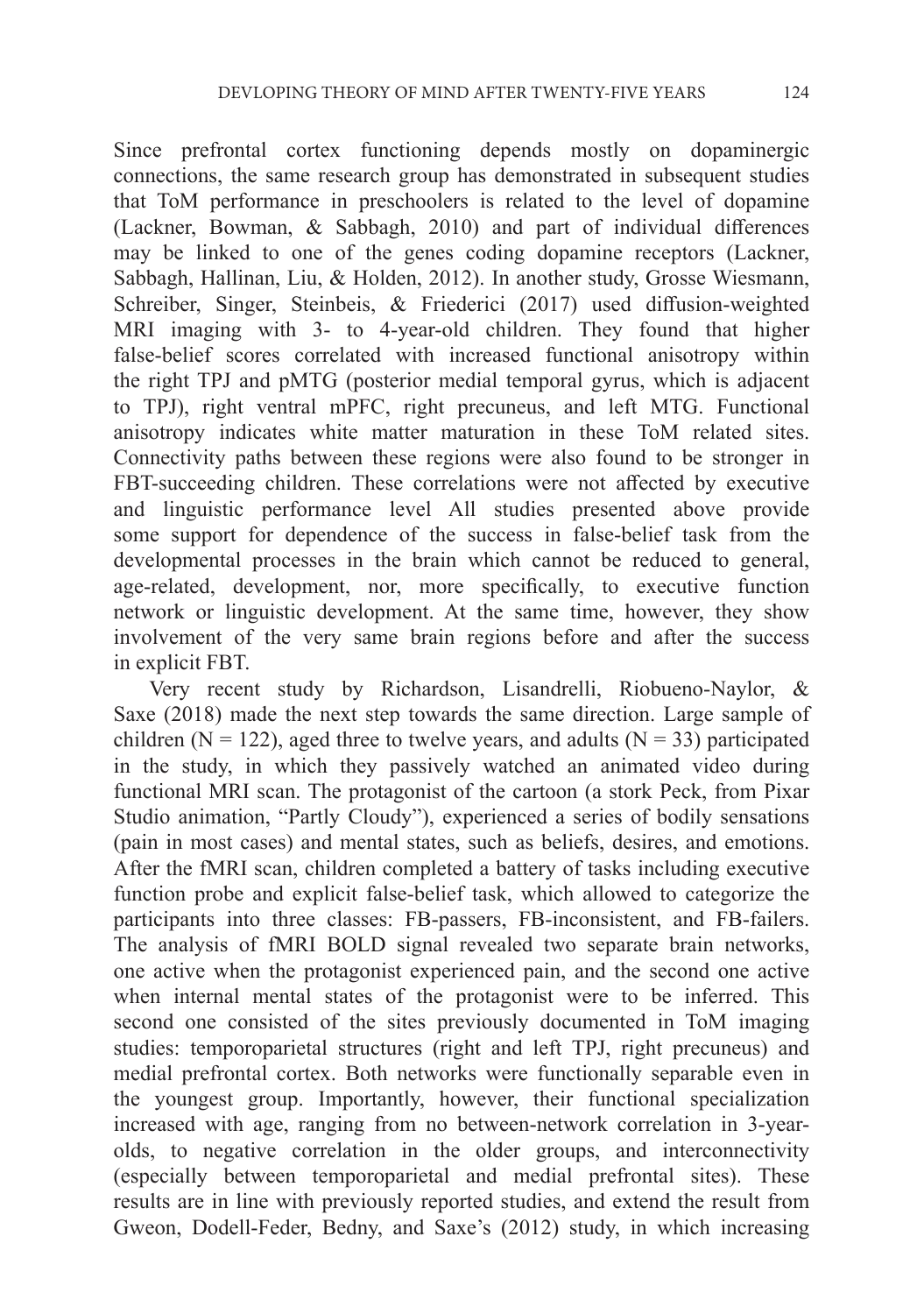Since prefrontal cortex functioning depends mostly on dopaminergic connections, the same research group has demonstrated in subsequent studies that ToM performance in preschoolers is related to the level of dopamine (Lackner, Bowman, & Sabbagh, 2010) and part of individual differences may be linked to one of the genes coding dopamine receptors (Lackner, Sabbagh, Hallinan, Liu, & Holden, 2012). In another study, Grosse Wiesmann, Schreiber, Singer, Steinbeis, & Friederici (2017) used diffusion-weighted MRI imaging with 3- to 4-year-old children. They found that higher false-belief scores correlated with increased functional anisotropy within the right TPJ and pMTG (posterior medial temporal gyrus, which is adjacent to TPJ), right ventral mPFC, right precuneus, and left MTG. Functional anisotropy indicates white matter maturation in these ToM related sites. Connectivity paths between these regions were also found to be stronger in FBT-succeeding children. These correlations were not affected by executive and linguistic performance level All studies presented above provide some support for dependence of the success in false-belief task from the developmental processes in the brain which cannot be reduced to general, age-related, development, nor, more specifically, to executive function network or linguistic development. At the same time, however, they show involvement of the very same brain regions before and after the success in explicit FBT.

Very recent study by Richardson, Lisandrelli, Riobueno-Naylor, & Saxe (2018) made the next step towards the same direction. Large sample of children (N = 122), aged three to twelve years, and adults (N = 33) participated in the study, in which they passively watched an animated video during functional MRI scan. The protagonist of the cartoon (a stork Peck, from Pixar Studio animation, "Partly Cloudy"), experienced a series of bodily sensations (pain in most cases) and mental states, such as beliefs, desires, and emotions. After the fMRI scan, children completed a battery of tasks including executive function probe and explicit false-belief task, which allowed to categorize the participants into three classes: FB-passers, FB-inconsistent, and FB-failers. The analysis of fMRI BOLD signal revealed two separate brain networks, one active when the protagonist experienced pain, and the second one active when internal mental states of the protagonist were to be inferred. This second one consisted of the sites previously documented in ToM imaging studies: temporoparietal structures (right and left TPJ, right precuneus) and medial prefrontal cortex. Both networks were functionally separable even in the youngest group. Importantly, however, their functional specialization increased with age, ranging from no between-network correlation in 3-year-olds, to negative correlation in the older groups, and interconnectivity (especially between temporoparietal and medial prefrontal sites). These results are in line with previously reported studies, and extend the result from Gweon, Dodell-Feder, Bedny, and Saxe's (2012) study, in which increasing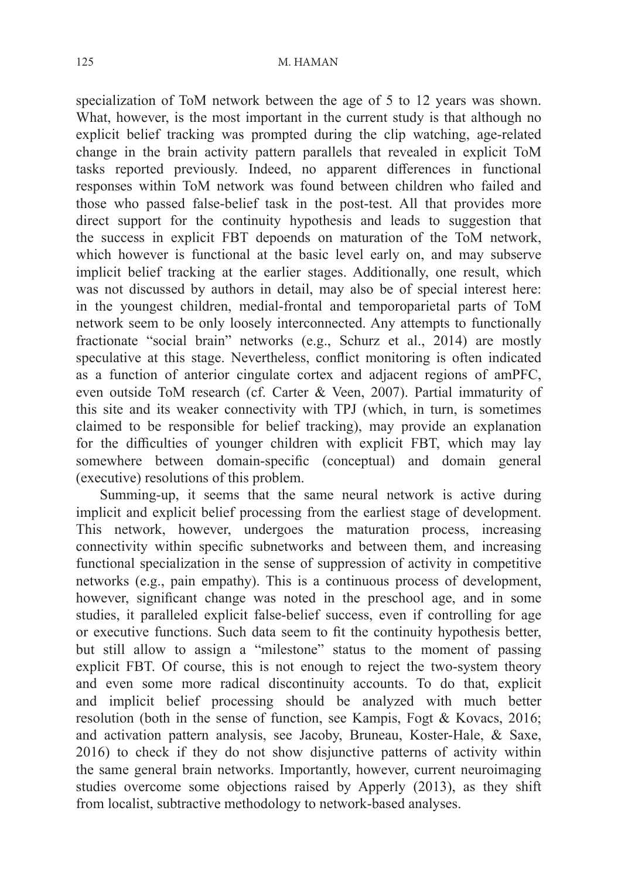specialization of ToM network between the age of 5 to 12 years was shown. What, however, is the most important in the current study is that although no explicit belief tracking was prompted during the clip watching, age-related change in the brain activity pattern parallels that revealed in explicit ToM tasks reported previously. Indeed, no apparent differences in functional responses within ToM network was found between children who failed and those who passed false-belief task in the post-test. All that provides more direct support for the continuity hypothesis and leads to suggestion that the success in explicit FBT depoends on maturation of the ToM network, which however is functional at the basic level early on, and may subserve implicit belief tracking at the earlier stages. Additionally, one result, which was not discussed by authors in detail, may also be of special interest here: in the youngest children, medial-frontal and temporoparietal parts of ToM network seem to be only loosely interconnected. Any attempts to functionally fractionate "social brain" networks (e.g., Schurz et al., 2014) are mostly speculative at this stage. Nevertheless, conflict monitoring is often indicated as a function of anterior cingulate cortex and adjacent regions of amPFC, even outside ToM research (cf. Carter & Veen, 2007). Partial immaturity of this site and its weaker connectivity with TPJ (which, in turn, is sometimes claimed to be responsible for belief tracking), may provide an explanation for the difficulties of younger children with explicit FBT, which may lay somewhere between domain-specific (conceptual) and domain general (executive) resolutions of this problem.

Summing-up, it seems that the same neural network is active during implicit and explicit belief processing from the earliest stage of development. This network, however, undergoes the maturation process, increasing connectivity within specific subnetworks and between them, and increasing functional specialization in the sense of suppression of activity in competitive networks (e.g., pain empathy). This is a continuous process of development, however, significant change was noted in the preschool age, and in some studies, it paralleled explicit false-belief success, even if controlling for age or executive functions. Such data seem to fit the continuity hypothesis better, but still allow to assign a "milestone" status to the moment of passing explicit FBT. Of course, this is not enough to reject the two-system theory and even some more radical discontinuity accounts. To do that, explicit and implicit belief processing should be analyzed with much better resolution (both in the sense of function, see Kampis, Fogt & Kovacs, 2016; and activation pattern analysis, see Jacoby, Bruneau, Koster-Hale, & Saxe, 2016) to check if they do not show disjunctive patterns of activity within the same general brain networks. Importantly, however, current neuroimaging studies overcome some objections raised by Apperly (2013), as they shift from localist, subtractive methodology to network-based analyses.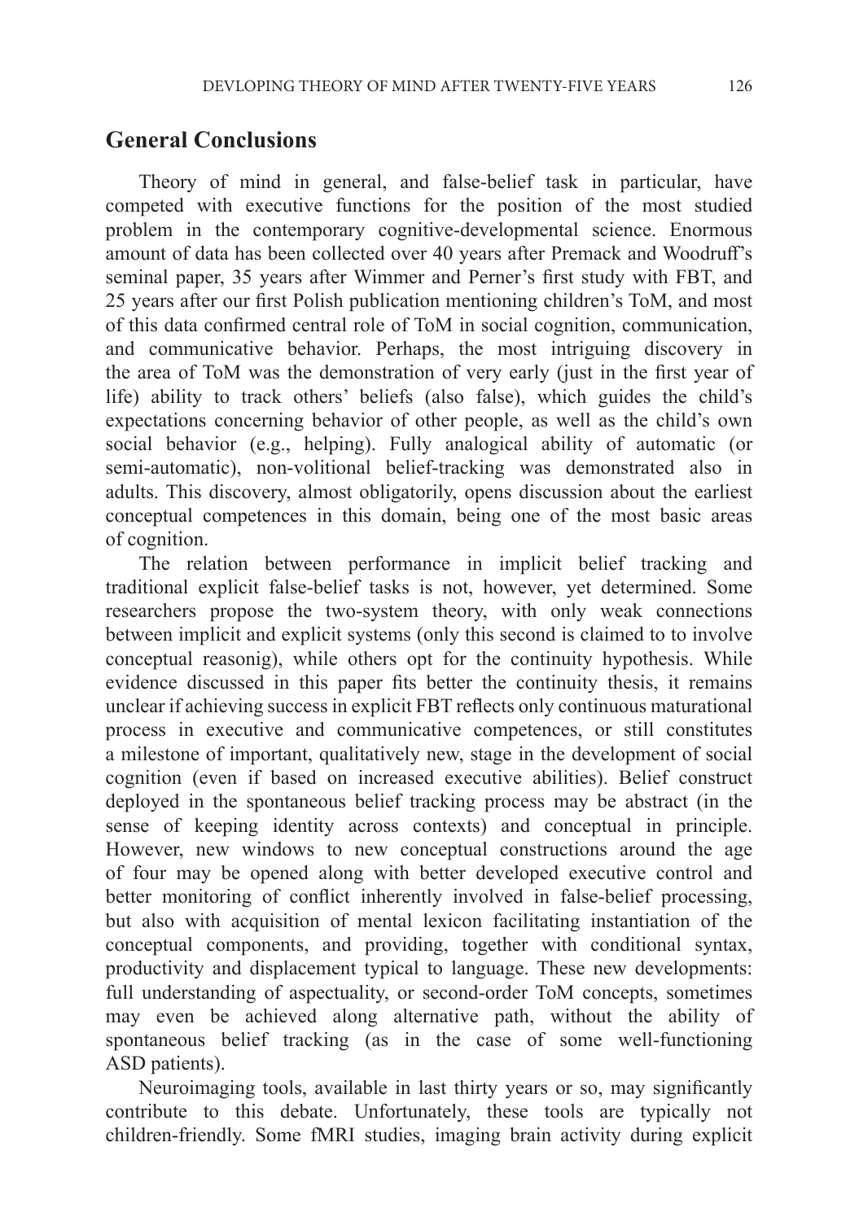## General Conclusions

Theory of mind in general, and false-belief task in particular, have competed with executive functions for the position of the most studied problem in the contemporary cognitive-developmental science. Enormous amount of data has been collected over 40 years after Premack and Woodruff's seminal paper, 35 years after Wimmer and Perner's first study with FBT, and 25 years after our first Polish publication mentioning children's ToM, and most of this data confirmed central role of ToM in social cognition, communication, and communicative behavior. Perhaps, the most intriguing discovery in the area of ToM was the demonstration of very early (just in the first year of life) ability to track others' beliefs (also false), which guides the child's expectations concerning behavior of other people, as well as the child's own social behavior (e.g., helping). Fully analogical ability of automatic (or semi-automatic), non-volitional belief-tracking was demonstrated also in adults. This discovery, almost obligatorily, opens discussion about the earliest conceptual competences in this domain, being one of the most basic areas of cognition.

The relation between performance in implicit belief tracking and traditional explicit false-belief tasks is not, however, yet determined. Some researchers propose the two-system theory, with only weak connections between implicit and explicit systems (only this second is claimed to to involve conceptual reasonig), while others opt for the continuity hypothesis. While evidence discussed in this paper fits better the continuity thesis, it remains unclear if achieving success in explicit FBT reflects only continuous maturational process in executive and communicative competences, or still constitutes a milestone of important, qualitatively new, stage in the development of social cognition (even if based on increased executive abilities). Belief construct deployed in the spontaneous belief tracking process may be abstract (in the sense of keeping identity across contexts) and conceptual in principle. However, new windows to new conceptual constructions around the age of four may be opened along with better developed executive control and better monitoring of conflict inherently involved in false-belief processing, but also with acquisition of mental lexicon facilitating instantiation of the conceptual components, and providing, together with conditional syntax, productivity and displacement typical to language. These new developments: full understanding of aspectuality, or second-order ToM concepts, sometimes may even be achieved along alternative path, without the ability of spontaneous belief tracking (as in the case of some well-functioning ASD patients).

Neuroimaging tools, available in last thirty years or so, may significantly contribute to this debate. Unfortunately, these tools are typically not children-friendly. Some fMRI studies, imaging brain activity during explicit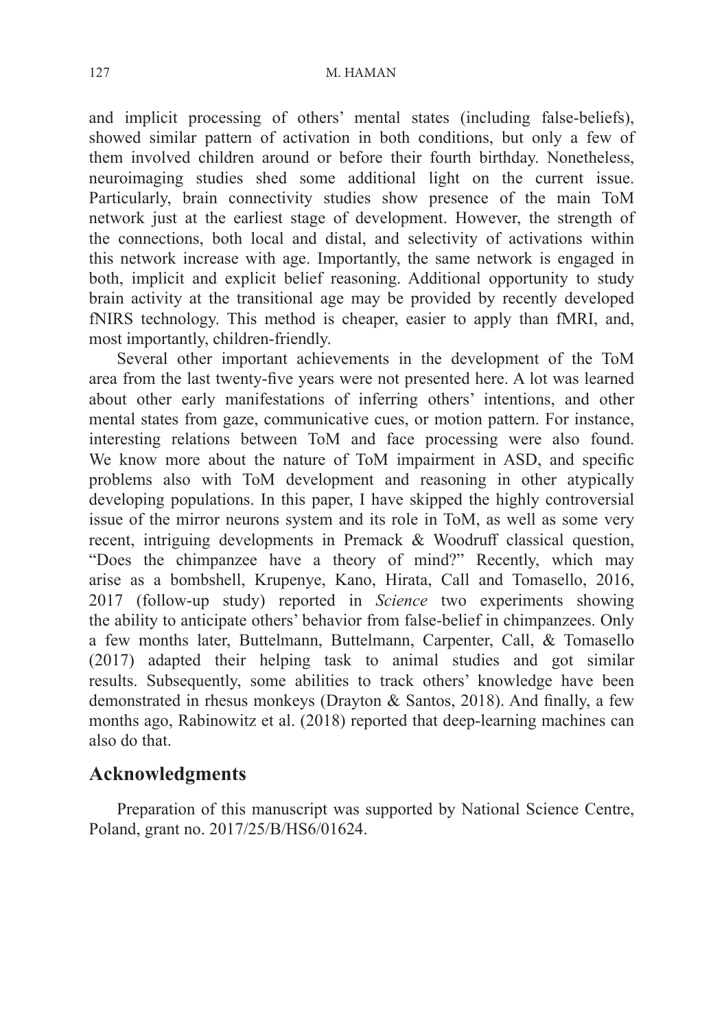and implicit processing of others' mental states (including false-beliefs), showed similar pattern of activation in both conditions, but only a few of them involved children around or before their fourth birthday. Nonetheless, neuroimaging studies shed some additional light on the current issue. Particularly, brain connectivity studies show presence of the main ToM network just at the earliest stage of development. However, the strength of the connections, both local and distal, and selectivity of activations within this network increase with age. Importantly, the same network is engaged in both, implicit and explicit belief reasoning. Additional opportunity to study brain activity at the transitional age may be provided by recently developed fNIRS technology. This method is cheaper, easier to apply than fMRI, and, most importantly, children-friendly.

Several other important achievements in the development of the ToM area from the last twenty-five years were not presented here. A lot was learned about other early manifestations of inferring others' intentions, and other mental states from gaze, communicative cues, or motion pattern. For instance, interesting relations between ToM and face processing were also found. We know more about the nature of ToM impairment in ASD, and specific problems also with ToM development and reasoning in other atypically developing populations. In this paper, I have skipped the highly controversial issue of the mirror neurons system and its role in ToM, as well as some very recent, intriguing developments in Premack & Woodruff classical question, "Does the chimpanzee have a theory of mind?" Recently, which may arise as a bombshell, Krupenye, Kano, Hirata, Call and Tomasello, 2016, 2017 (follow-up study) reported in *Science* two experiments showing the ability to anticipate others' behavior from false-belief in chimpanzees. Only a few months later, Buttelmann, Buttelmann, Carpenter, Call, & Tomasello (2017) adapted their helping task to animal studies and got similar results. Subsequently, some abilities to track others' knowledge have been demonstrated in rhesus monkeys (Drayton & Santos, 2018). And finally, a few months ago, Rabinowitz et al. (2018) reported that deep-learning machines can also do that.

## Acknowledgments

Preparation of this manuscript was supported by National Science Centre, Poland, grant no. 2017/25/B/HS6/01624.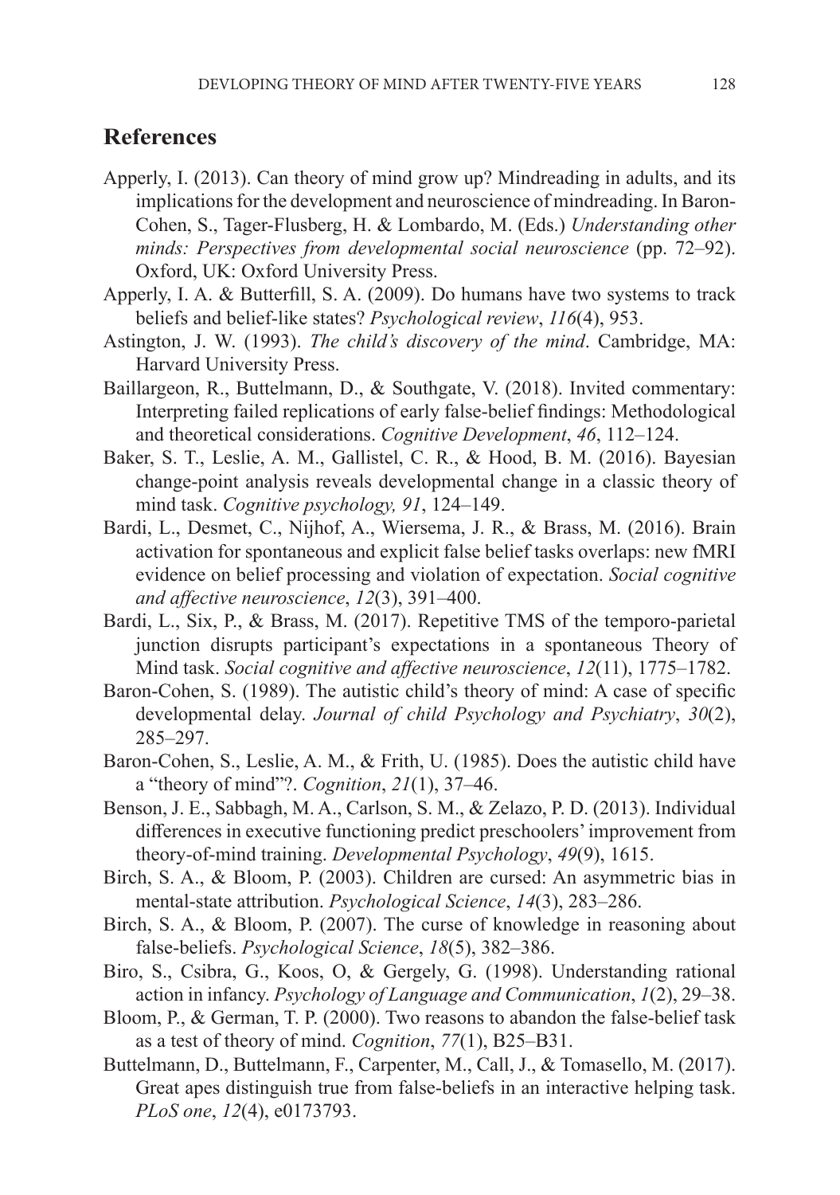## References

Apperly, I. (2013). Can theory of mind grow up? Mindreading in adults, and its implications for the development and neuroscience of mindreading. In Baron-Cohen, S., Tager-Flusberg, H. & Lombardo, M. (Eds.) *Understanding other minds: Perspectives from developmental social neuroscience* (pp. 72–92). Oxford, UK: Oxford University Press.

Apperly, I. A. & Butterfill, S. A. (2009). Do humans have two systems to track beliefs and belief-like states? *Psychological review*, *116*(4), 953.

Astington, J. W. (1993). *The child's discovery of the mind*. Cambridge, MA: Harvard University Press.

Baillargeon, R., Buttelmann, D., & Southgate, V. (2018). Invited commentary: Interpreting failed replications of early false-belief findings: Methodological and theoretical considerations. *Cognitive Development*, *46*, 112–124.

Baker, S. T., Leslie, A. M., Gallistel, C. R., & Hood, B. M. (2016). Bayesian change-point analysis reveals developmental change in a classic theory of mind task. *Cognitive psychology, 91*, 124–149.

Bardi, L., Desmet, C., Nijhof, A., Wiersema, J. R., & Brass, M. (2016). Brain activation for spontaneous and explicit false belief tasks overlaps: new fMRI evidence on belief processing and violation of expectation. *Social cognitive and affective neuroscience*, *12*(3), 391–400.

Bardi, L., Six, P., & Brass, M. (2017). Repetitive TMS of the temporo-parietal junction disrupts participant's expectations in a spontaneous Theory of Mind task. *Social cognitive and affective neuroscience*, *12*(11), 1775–1782.

Baron-Cohen, S. (1989). The autistic child's theory of mind: A case of specific developmental delay. *Journal of child Psychology and Psychiatry*, *30*(2), 285–297.

Baron-Cohen, S., Leslie, A. M., & Frith, U. (1985). Does the autistic child have a "theory of mind"?. *Cognition*, *21*(1), 37–46.

Benson, J. E., Sabbagh, M. A., Carlson, S. M., & Zelazo, P. D. (2013). Individual differences in executive functioning predict preschoolers' improvement from theory-of-mind training. *Developmental Psychology*, *49*(9), 1615.

Birch, S. A., & Bloom, P. (2003). Children are cursed: An asymmetric bias in mental-state attribution. *Psychological Science*, *14*(3), 283–286.

Birch, S. A., & Bloom, P. (2007). The curse of knowledge in reasoning about false-beliefs. *Psychological Science*, *18*(5), 382–386.

Biro, S., Csibra, G., Koos, O, & Gergely, G. (1998). Understanding rational action in infancy. *Psychology of Language and Communication*, *1*(2), 29–38.

Bloom, P., & German, T. P. (2000). Two reasons to abandon the false-belief task as a test of theory of mind. *Cognition*, *77*(1), B25–B31.

Buttelmann, D., Buttelmann, F., Carpenter, M., Call, J., & Tomasello, M. (2017). Great apes distinguish true from false-beliefs in an interactive helping task. *PLoS one*, *12*(4), e0173793.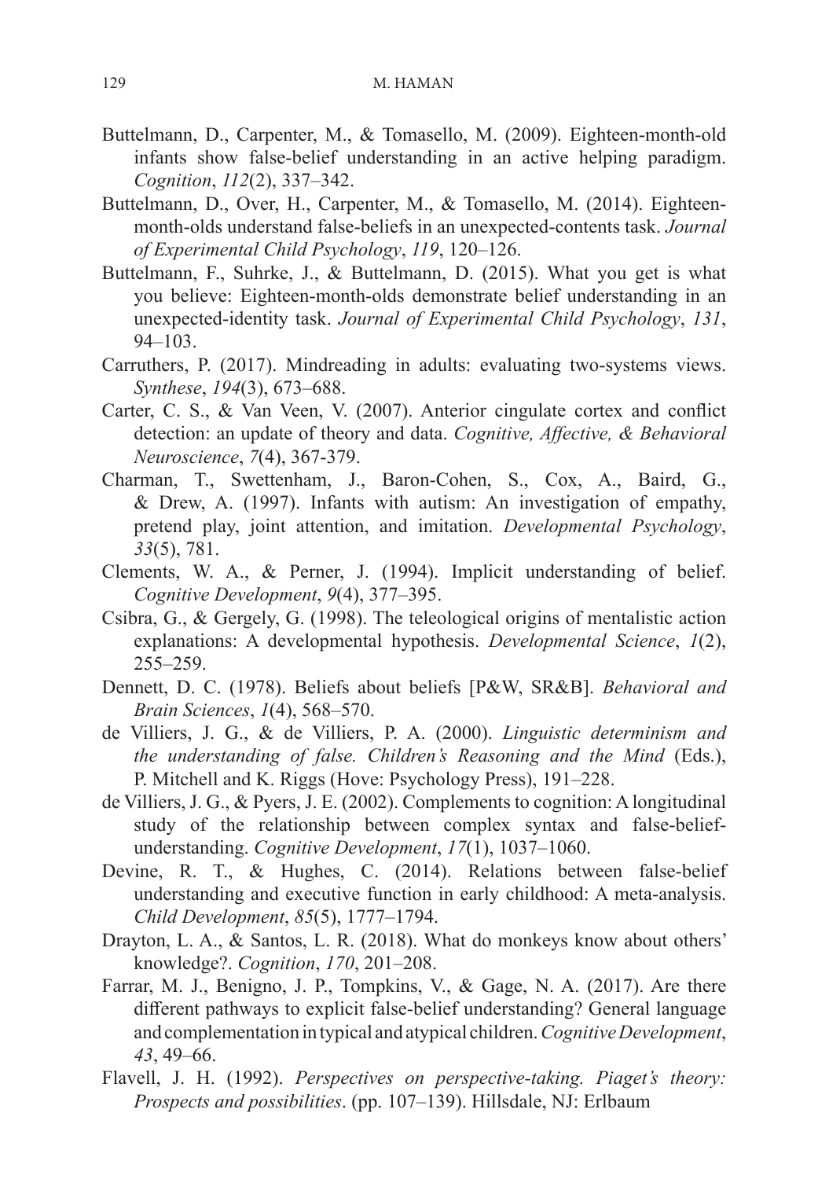Buttelmann, D., Carpenter, M., & Tomasello, M. (2009). Eighteen-month-old infants show false-belief understanding in an active helping paradigm. *Cognition*, *112*(2), 337–342.

Buttelmann, D., Over, H., Carpenter, M., & Tomasello, M. (2014). Eighteen-month-olds understand false-beliefs in an unexpected-contents task. *Journal of Experimental Child Psychology*, *119*, 120–126.

Buttelmann, F., Suhrke, J., & Buttelmann, D. (2015). What you get is what you believe: Eighteen-month-olds demonstrate belief understanding in an unexpected-identity task. *Journal of Experimental Child Psychology*, *131*, 94–103.

Carruthers, P. (2017). Mindreading in adults: evaluating two-systems views. *Synthese*, *194*(3), 673–688.

Carter, C. S., & Van Veen, V. (2007). Anterior cingulate cortex and conflict detection: an update of theory and data. *Cognitive, Affective, & Behavioral Neuroscience*, *7*(4), 367-379.

Charman, T., Swettenham, J., Baron-Cohen, S., Cox, A., Baird, G., & Drew, A. (1997). Infants with autism: An investigation of empathy, pretend play, joint attention, and imitation. *Developmental Psychology*, *33*(5), 781.

Clements, W. A., & Perner, J. (1994). Implicit understanding of belief. *Cognitive Development*, *9*(4), 377–395.

Csibra, G., & Gergely, G. (1998). The teleological origins of mentalistic action explanations: A developmental hypothesis. *Developmental Science*, *1*(2), 255–259.

Dennett, D. C. (1978). Beliefs about beliefs [P&W, SR&B]. *Behavioral and Brain Sciences*, *1*(4), 568–570.

de Villiers, J. G., & de Villiers, P. A. (2000). *Linguistic determinism and the understanding of false. Children's Reasoning and the Mind* (Eds.), P. Mitchell and K. Riggs (Hove: Psychology Press), 191–228.

de Villiers, J. G., & Pyers, J. E. (2002). Complements to cognition: A longitudinal study of the relationship between complex syntax and false-belief-understanding. *Cognitive Development*, *17*(1), 1037–1060.

Devine, R. T., & Hughes, C. (2014). Relations between false-belief understanding and executive function in early childhood: A meta-analysis. *Child Development*, *85*(5), 1777–1794.

Drayton, L. A., & Santos, L. R. (2018). What do monkeys know about others' knowledge?. *Cognition*, *170*, 201–208.

Farrar, M. J., Benigno, J. P., Tompkins, V., & Gage, N. A. (2017). Are there different pathways to explicit false-belief understanding? General language and complementation in typical and atypical children. *Cognitive Development*, *43*, 49–66.

Flavell, J. H. (1992). *Perspectives on perspective-taking. Piaget's theory: Prospects and possibilities*. (pp. 107–139). Hillsdale, NJ: Erlbaum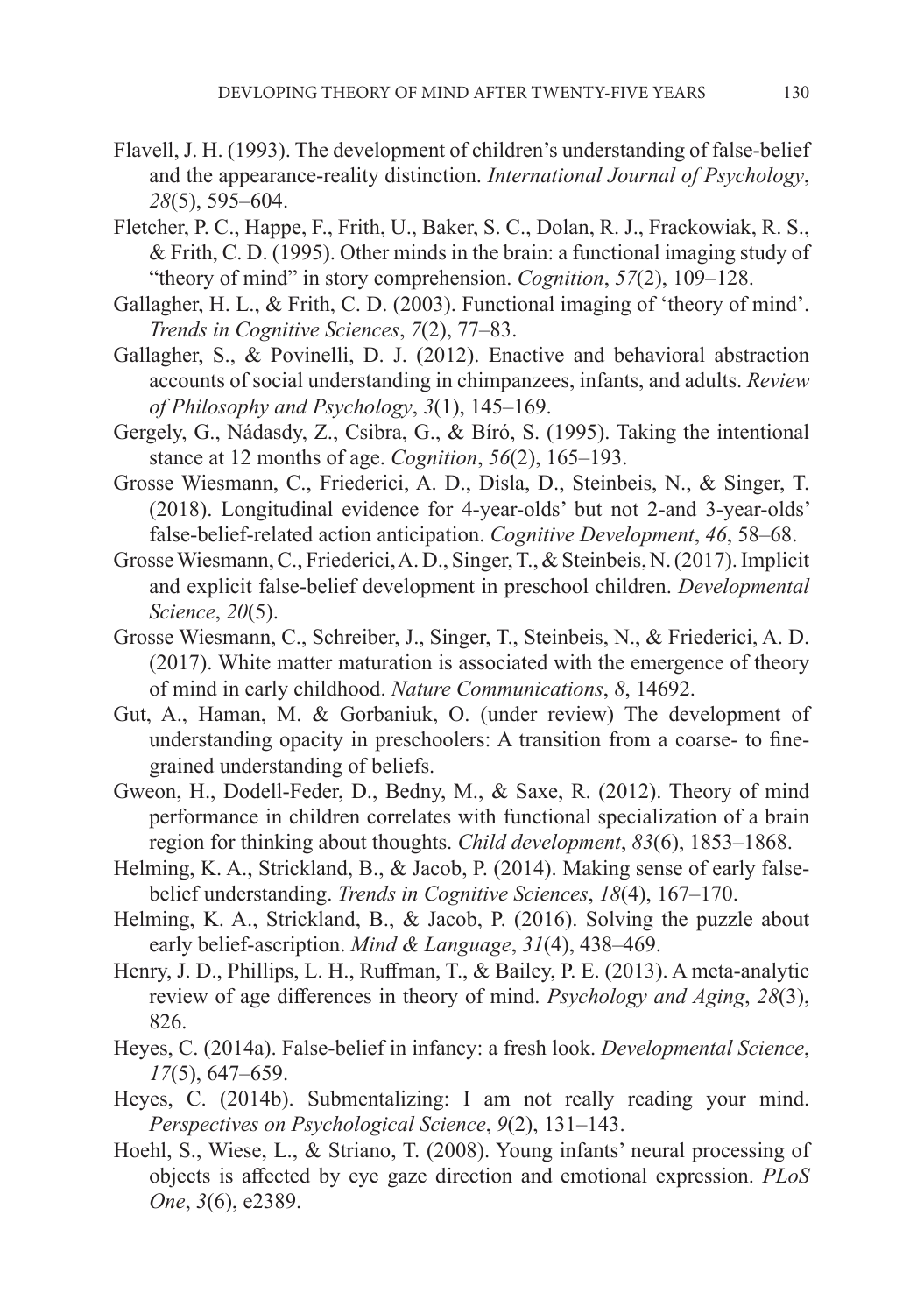Flavell, J. H. (1993). The development of children's understanding of false-belief and the appearance-reality distinction. *International Journal of Psychology*, *28*(5), 595–604.

Fletcher, P. C., Happe, F., Frith, U., Baker, S. C., Dolan, R. J., Frackowiak, R. S., & Frith, C. D. (1995). Other minds in the brain: a functional imaging study of "theory of mind" in story comprehension. *Cognition*, *57*(2), 109–128.

Gallagher, H. L., & Frith, C. D. (2003). Functional imaging of 'theory of mind'. *Trends in Cognitive Sciences*, *7*(2), 77–83.

Gallagher, S., & Povinelli, D. J. (2012). Enactive and behavioral abstraction accounts of social understanding in chimpanzees, infants, and adults. *Review of Philosophy and Psychology*, *3*(1), 145–169.

Gergely, G., Nádasdy, Z., Csibra, G., & Bíró, S. (1995). Taking the intentional stance at 12 months of age. *Cognition*, *56*(2), 165–193.

Grosse Wiesmann, C., Friederici, A. D., Disla, D., Steinbeis, N., & Singer, T. (2018). Longitudinal evidence for 4-year-olds' but not 2-and 3-year-olds' false-belief-related action anticipation. *Cognitive Development*, *46*, 58–68.

Grosse Wiesmann, C., Friederici, A. D., Singer, T., & Steinbeis, N. (2017). Implicit and explicit false-belief development in preschool children. *Developmental Science*, *20*(5).

Grosse Wiesmann, C., Schreiber, J., Singer, T., Steinbeis, N., & Friederici, A. D. (2017). White matter maturation is associated with the emergence of theory of mind in early childhood. *Nature Communications*, *8*, 14692.

Gut, A., Haman, M. & Gorbaniuk, O. (under review) The development of understanding opacity in preschoolers: A transition from a coarse- to fine-grained understanding of beliefs.

Gweon, H., Dodell-Feder, D., Bedny, M., & Saxe, R. (2012). Theory of mind performance in children correlates with functional specialization of a brain region for thinking about thoughts. *Child development*, *83*(6), 1853–1868.

Helming, K. A., Strickland, B., & Jacob, P. (2014). Making sense of early false-belief understanding. *Trends in Cognitive Sciences*, *18*(4), 167–170.

Helming, K. A., Strickland, B., & Jacob, P. (2016). Solving the puzzle about early belief-ascription. *Mind & Language*, *31*(4), 438–469.

Henry, J. D., Phillips, L. H., Ruffman, T., & Bailey, P. E. (2013). A meta-analytic review of age differences in theory of mind. *Psychology and Aging*, *28*(3), 826.

Heyes, C. (2014a). False-belief in infancy: a fresh look. *Developmental Science*, *17*(5), 647–659.

Heyes, C. (2014b). Submentalizing: I am not really reading your mind. *Perspectives on Psychological Science*, *9*(2), 131–143.

Hoehl, S., Wiese, L., & Striano, T. (2008). Young infants' neural processing of objects is affected by eye gaze direction and emotional expression. *PLoS One*, *3*(6), e2389.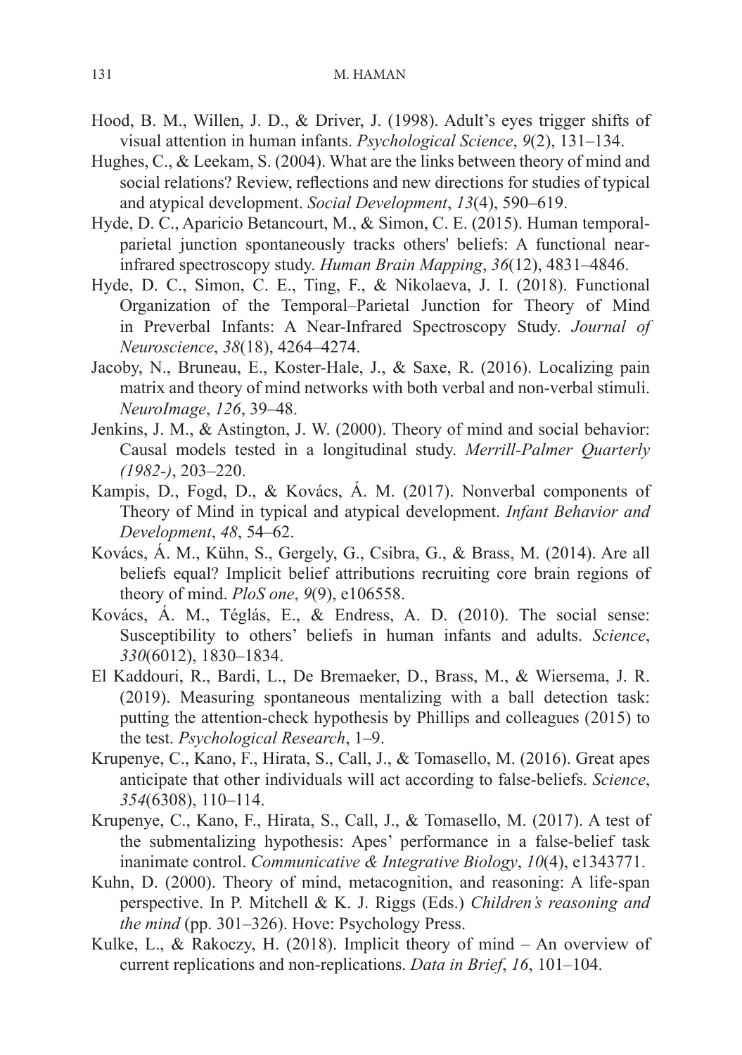Hood, B. M., Willen, J. D., & Driver, J. (1998). Adult's eyes trigger shifts of visual attention in human infants. *Psychological Science*, *9*(2), 131–134.

Hughes, C., & Leekam, S. (2004). What are the links between theory of mind and social relations? Review, reflections and new directions for studies of typical and atypical development. *Social Development*, *13*(4), 590–619.

Hyde, D. C., Aparicio Betancourt, M., & Simon, C. E. (2015). Human temporal-parietal junction spontaneously tracks others' beliefs: A functional near-infrared spectroscopy study. *Human Brain Mapping*, *36*(12), 4831–4846.

Hyde, D. C., Simon, C. E., Ting, F., & Nikolaeva, J. I. (2018). Functional Organization of the Temporal–Parietal Junction for Theory of Mind in Preverbal Infants: A Near-Infrared Spectroscopy Study. *Journal of Neuroscience*, *38*(18), 4264–4274.

Jacoby, N., Bruneau, E., Koster-Hale, J., & Saxe, R. (2016). Localizing pain matrix and theory of mind networks with both verbal and non-verbal stimuli. *NeuroImage*, *126*, 39–48.

Jenkins, J. M., & Astington, J. W. (2000). Theory of mind and social behavior: Causal models tested in a longitudinal study. *Merrill-Palmer Quarterly (1982-)*, 203–220.

Kampis, D., Fogd, D., & Kovács, Á. M. (2017). Nonverbal components of Theory of Mind in typical and atypical development. *Infant Behavior and Development*, *48*, 54–62.

Kovács, Á. M., Kühn, S., Gergely, G., Csibra, G., & Brass, M. (2014). Are all beliefs equal? Implicit belief attributions recruiting core brain regions of theory of mind. *PloS one*, *9*(9), e106558.

Kovács, Á. M., Téglás, E., & Endress, A. D. (2010). The social sense: Susceptibility to others' beliefs in human infants and adults. *Science*, *330*(6012), 1830–1834.

El Kaddouri, R., Bardi, L., De Bremaeker, D., Brass, M., & Wiersema, J. R. (2019). Measuring spontaneous mentalizing with a ball detection task: putting the attention-check hypothesis by Phillips and colleagues (2015) to the test. *Psychological Research*, 1–9.

Krupenye, C., Kano, F., Hirata, S., Call, J., & Tomasello, M. (2016). Great apes anticipate that other individuals will act according to false-beliefs. *Science*, *354*(6308), 110–114.

Krupenye, C., Kano, F., Hirata, S., Call, J., & Tomasello, M. (2017). A test of the submentalizing hypothesis: Apes' performance in a false-belief task inanimate control. *Communicative & Integrative Biology*, *10*(4), e1343771.

Kuhn, D. (2000). Theory of mind, metacognition, and reasoning: A life-span perspective. In P. Mitchell & K. J. Riggs (Eds.) *Children's reasoning and the mind* (pp. 301–326). Hove: Psychology Press.

Kulke, L., & Rakoczy, H. (2018). Implicit theory of mind – An overview of current replications and non-replications. *Data in Brief*, *16*, 101–104.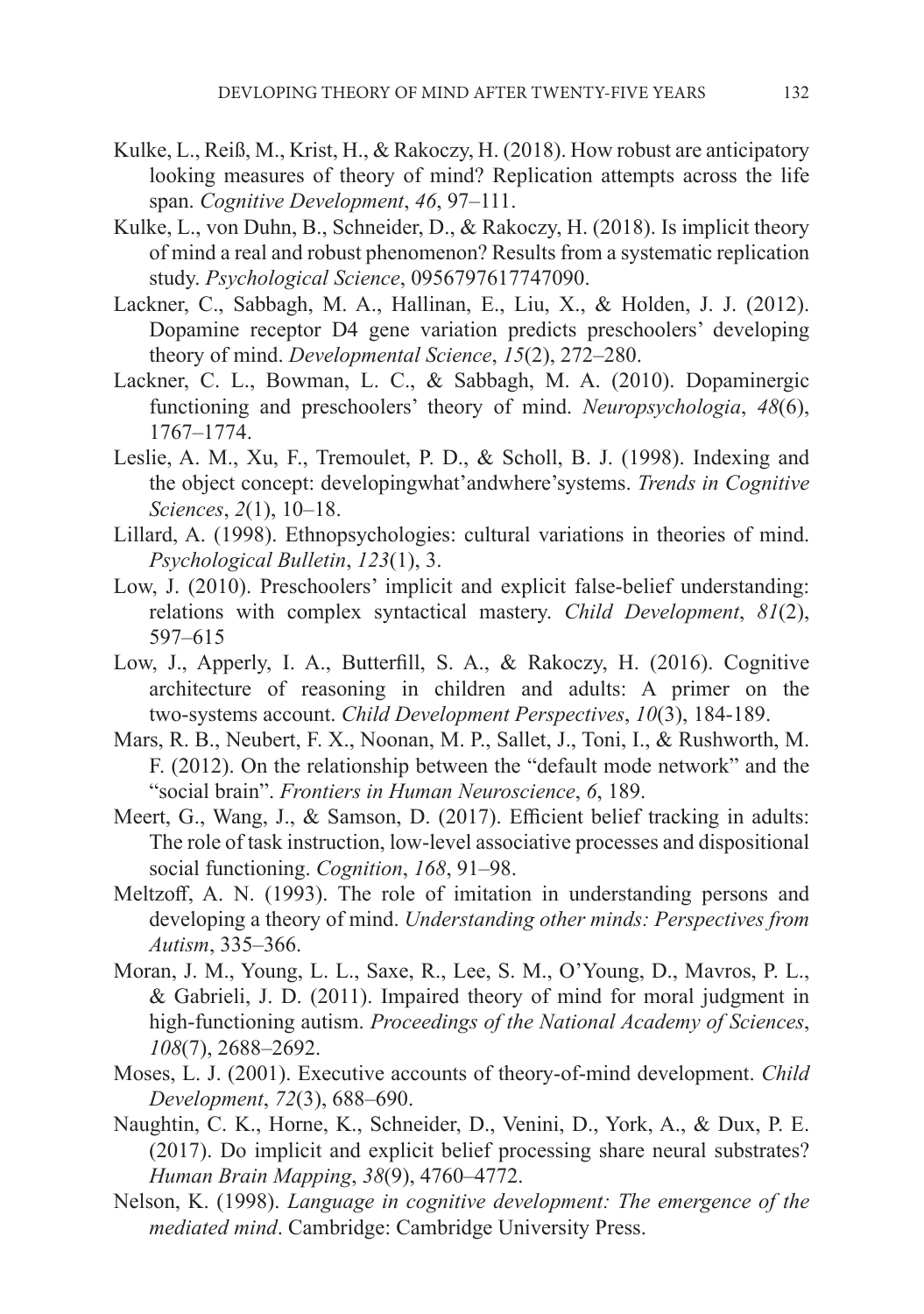Kulke, L., Reiß, M., Krist, H., & Rakoczy, H. (2018). How robust are anticipatory looking measures of theory of mind? Replication attempts across the life span. *Cognitive Development*, *46*, 97–111.

Kulke, L., von Duhn, B., Schneider, D., & Rakoczy, H. (2018). Is implicit theory of mind a real and robust phenomenon? Results from a systematic replication study. *Psychological Science*, 0956797617747090.

Lackner, C., Sabbagh, M. A., Hallinan, E., Liu, X., & Holden, J. J. (2012). Dopamine receptor D4 gene variation predicts preschoolers' developing theory of mind. *Developmental Science*, *15*(2), 272–280.

Lackner, C. L., Bowman, L. C., & Sabbagh, M. A. (2010). Dopaminergic functioning and preschoolers' theory of mind. *Neuropsychologia*, *48*(6), 1767–1774.

Leslie, A. M., Xu, F., Tremoulet, P. D., & Scholl, B. J. (1998). Indexing and the object concept: developingwhat'andwhere'systems. *Trends in Cognitive Sciences*, *2*(1), 10–18.

Lillard, A. (1998). Ethnopsychologies: cultural variations in theories of mind. *Psychological Bulletin*, *123*(1), 3.

Low, J. (2010). Preschoolers' implicit and explicit false-belief understanding: relations with complex syntactical mastery. *Child Development*, *81*(2), 597–615

Low, J., Apperly, I. A., Butterfill, S. A., & Rakoczy, H. (2016). Cognitive architecture of reasoning in children and adults: A primer on the two-systems account. *Child Development Perspectives*, *10*(3), 184-189.

Mars, R. B., Neubert, F. X., Noonan, M. P., Sallet, J., Toni, I., & Rushworth, M. F. (2012). On the relationship between the "default mode network" and the "social brain". *Frontiers in Human Neuroscience*, *6*, 189.

Meert, G., Wang, J., & Samson, D. (2017). Efficient belief tracking in adults: The role of task instruction, low-level associative processes and dispositional social functioning. *Cognition*, *168*, 91–98.

Meltzoff, A. N. (1993). The role of imitation in understanding persons and developing a theory of mind. *Understanding other minds: Perspectives from Autism*, 335–366.

Moran, J. M., Young, L. L., Saxe, R., Lee, S. M., O'Young, D., Mavros, P. L., & Gabrieli, J. D. (2011). Impaired theory of mind for moral judgment in high-functioning autism. *Proceedings of the National Academy of Sciences*, *108*(7), 2688–2692.

Moses, L. J. (2001). Executive accounts of theory-of-mind development. *Child Development*, *72*(3), 688–690.

Naughtin, C. K., Horne, K., Schneider, D., Venini, D., York, A., & Dux, P. E. (2017). Do implicit and explicit belief processing share neural substrates? *Human Brain Mapping*, *38*(9), 4760–4772.

Nelson, K. (1998). *Language in cognitive development: The emergence of the mediated mind*. Cambridge: Cambridge University Press.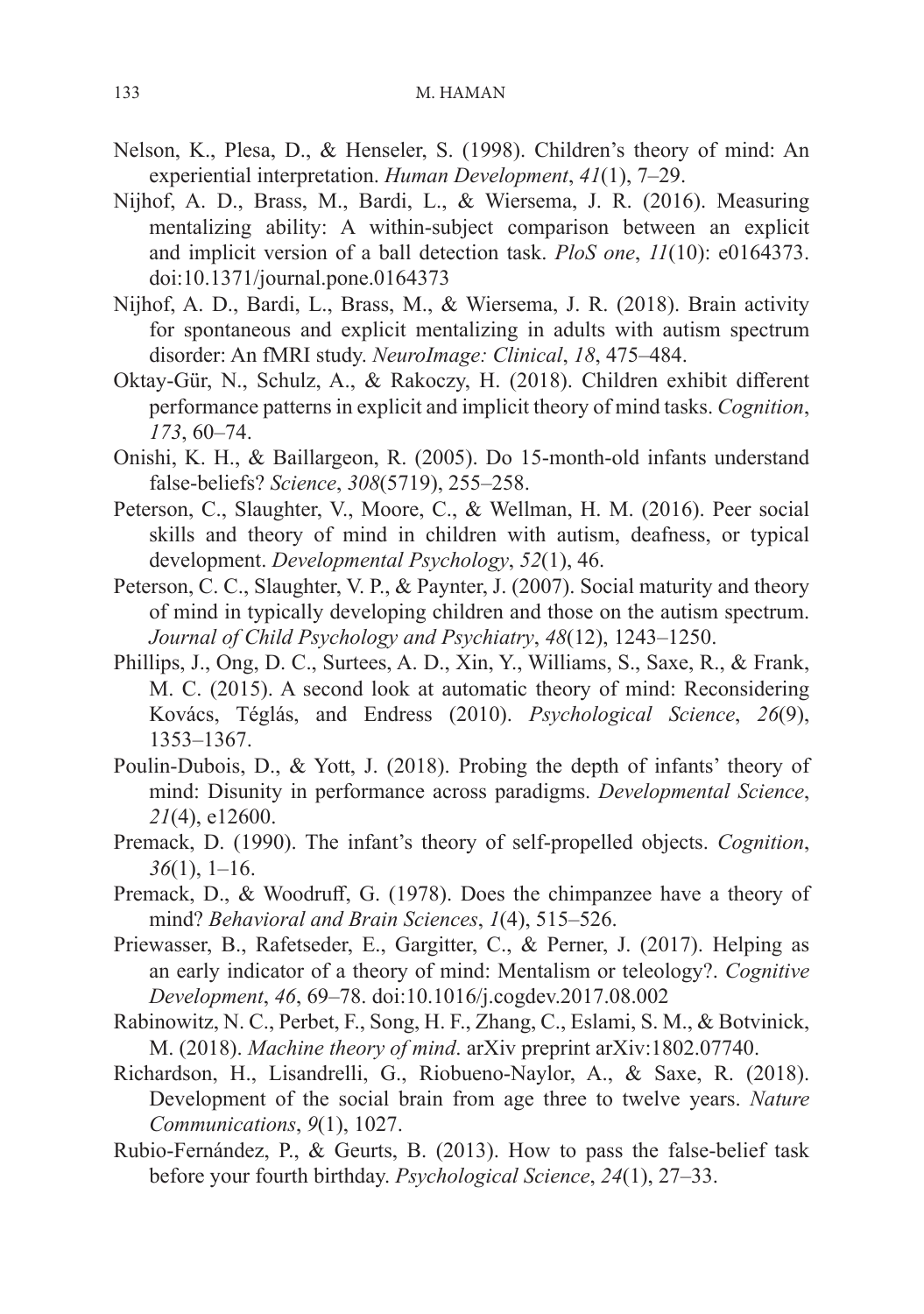Nelson, K., Plesa, D., & Henseler, S. (1998). Children's theory of mind: An experiential interpretation. *Human Development*, *41*(1), 7–29.

Nijhof, A. D., Brass, M., Bardi, L., & Wiersema, J. R. (2016). Measuring mentalizing ability: A within-subject comparison between an explicit and implicit version of a ball detection task. *PloS one*, *11*(10): e0164373. doi:10.1371/journal.pone.0164373

Nijhof, A. D., Bardi, L., Brass, M., & Wiersema, J. R. (2018). Brain activity for spontaneous and explicit mentalizing in adults with autism spectrum disorder: An fMRI study. *NeuroImage: Clinical*, *18*, 475–484.

Oktay-Gür, N., Schulz, A., & Rakoczy, H. (2018). Children exhibit different performance patterns in explicit and implicit theory of mind tasks. *Cognition*, *173*, 60–74.

Onishi, K. H., & Baillargeon, R. (2005). Do 15-month-old infants understand false-beliefs? *Science*, *308*(5719), 255–258.

Peterson, C., Slaughter, V., Moore, C., & Wellman, H. M. (2016). Peer social skills and theory of mind in children with autism, deafness, or typical development. *Developmental Psychology*, *52*(1), 46.

Peterson, C. C., Slaughter, V. P., & Paynter, J. (2007). Social maturity and theory of mind in typically developing children and those on the autism spectrum. *Journal of Child Psychology and Psychiatry*, *48*(12), 1243–1250.

Phillips, J., Ong, D. C., Surtees, A. D., Xin, Y., Williams, S., Saxe, R., & Frank, M. C. (2015). A second look at automatic theory of mind: Reconsidering Kovács, Téglás, and Endress (2010). *Psychological Science*, *26*(9), 1353–1367.

Poulin-Dubois, D., & Yott, J. (2018). Probing the depth of infants' theory of mind: Disunity in performance across paradigms. *Developmental Science*, *21*(4), e12600.

Premack, D. (1990). The infant's theory of self-propelled objects. *Cognition*, *36*(1), 1–16.

Premack, D., & Woodruff, G. (1978). Does the chimpanzee have a theory of mind? *Behavioral and Brain Sciences*, *1*(4), 515–526.

Priewasser, B., Rafetseder, E., Gargitter, C., & Perner, J. (2017). Helping as an early indicator of a theory of mind: Mentalism or teleology?. *Cognitive Development*, *46*, 69–78. doi:10.1016/j.cogdev.2017.08.002

Rabinowitz, N. C., Perbet, F., Song, H. F., Zhang, C., Eslami, S. M., & Botvinick, M. (2018). *Machine theory of mind*. arXiv preprint arXiv:1802.07740.

Richardson, H., Lisandrelli, G., Riobueno-Naylor, A., & Saxe, R. (2018). Development of the social brain from age three to twelve years. *Nature Communications*, *9*(1), 1027.

Rubio-Fernández, P., & Geurts, B. (2013). How to pass the false-belief task before your fourth birthday. *Psychological Science*, *24*(1), 27–33.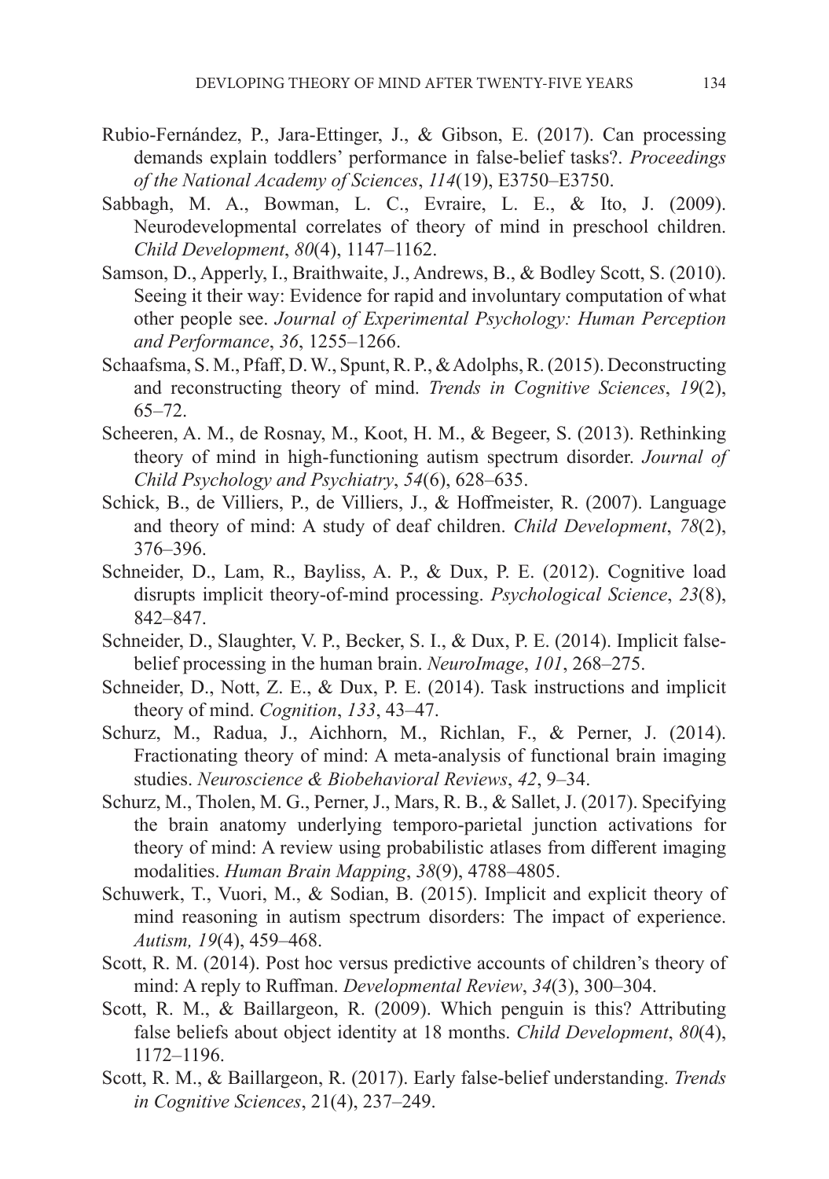Rubio-Fernández, P., Jara-Ettinger, J., & Gibson, E. (2017). Can processing demands explain toddlers' performance in false-belief tasks?. *Proceedings of the National Academy of Sciences*, *114*(19), E3750–E3750.

Sabbagh, M. A., Bowman, L. C., Evraire, L. E., & Ito, J. (2009). Neurodevelopmental correlates of theory of mind in preschool children. *Child Development*, *80*(4), 1147–1162.

Samson, D., Apperly, I., Braithwaite, J., Andrews, B., & Bodley Scott, S. (2010). Seeing it their way: Evidence for rapid and involuntary computation of what other people see. *Journal of Experimental Psychology: Human Perception and Performance*, *36*, 1255–1266.

Schaafsma, S. M., Pfaff, D. W., Spunt, R. P., & Adolphs, R. (2015). Deconstructing and reconstructing theory of mind. *Trends in Cognitive Sciences*, *19*(2), 65–72.

Scheeren, A. M., de Rosnay, M., Koot, H. M., & Begeer, S. (2013). Rethinking theory of mind in high-functioning autism spectrum disorder. *Journal of Child Psychology and Psychiatry*, *54*(6), 628–635.

Schick, B., de Villiers, P., de Villiers, J., & Hoffmeister, R. (2007). Language and theory of mind: A study of deaf children. *Child Development*, *78*(2), 376–396.

Schneider, D., Lam, R., Bayliss, A. P., & Dux, P. E. (2012). Cognitive load disrupts implicit theory-of-mind processing. *Psychological Science*, *23*(8), 842–847.

Schneider, D., Slaughter, V. P., Becker, S. I., & Dux, P. E. (2014). Implicit false-belief processing in the human brain. *NeuroImage*, *101*, 268–275.

Schneider, D., Nott, Z. E., & Dux, P. E. (2014). Task instructions and implicit theory of mind. *Cognition*, *133*, 43–47.

Schurz, M., Radua, J., Aichhorn, M., Richlan, F., & Perner, J. (2014). Fractionating theory of mind: A meta-analysis of functional brain imaging studies. *Neuroscience & Biobehavioral Reviews*, *42*, 9–34.

Schurz, M., Tholen, M. G., Perner, J., Mars, R. B., & Sallet, J. (2017). Specifying the brain anatomy underlying temporo-parietal junction activations for theory of mind: A review using probabilistic atlases from different imaging modalities. *Human Brain Mapping*, *38*(9), 4788–4805.

Schuwerk, T., Vuori, M., & Sodian, B. (2015). Implicit and explicit theory of mind reasoning in autism spectrum disorders: The impact of experience. *Autism, 19*(4), 459–468.

Scott, R. M. (2014). Post hoc versus predictive accounts of children's theory of mind: A reply to Ruffman. *Developmental Review*, *34*(3), 300–304.

Scott, R. M., & Baillargeon, R. (2009). Which penguin is this? Attributing false beliefs about object identity at 18 months. *Child Development*, *80*(4), 1172–1196.

Scott, R. M., & Baillargeon, R. (2017). Early false-belief understanding. *Trends in Cognitive Sciences*, 21(4), 237–249.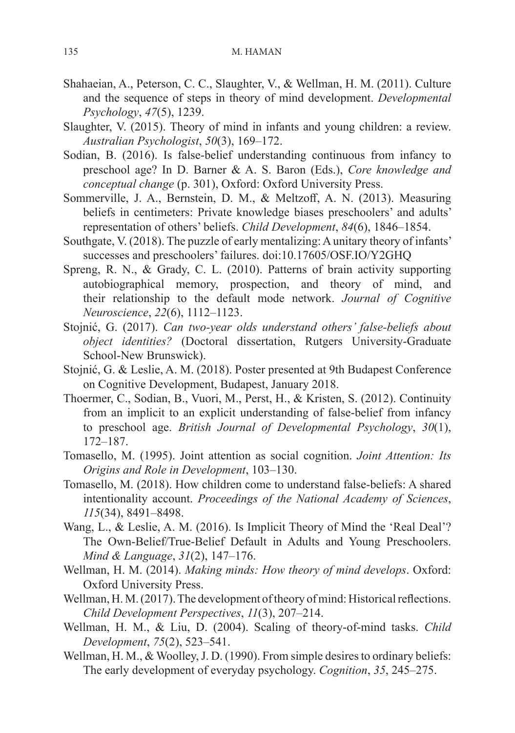Shahaeian, A., Peterson, C. C., Slaughter, V., & Wellman, H. M. (2011). Culture and the sequence of steps in theory of mind development. *Developmental Psychology*, *47*(5), 1239.

Slaughter, V. (2015). Theory of mind in infants and young children: a review. *Australian Psychologist*, *50*(3), 169–172.

Sodian, B. (2016). Is false-belief understanding continuous from infancy to preschool age? In D. Barner & A. S. Baron (Eds.), *Core knowledge and conceptual change* (p. 301), Oxford: Oxford University Press.

Sommerville, J. A., Bernstein, D. M., & Meltzoff, A. N. (2013). Measuring beliefs in centimeters: Private knowledge biases preschoolers' and adults' representation of others' beliefs. *Child Development*, *84*(6), 1846–1854.

Southgate, V. (2018). The puzzle of early mentalizing: A unitary theory of infants' successes and preschoolers' failures. doi:10.17605/OSF.IO/Y2GHQ

Spreng, R. N., & Grady, C. L. (2010). Patterns of brain activity supporting autobiographical memory, prospection, and theory of mind, and their relationship to the default mode network. *Journal of Cognitive Neuroscience*, *22*(6), 1112–1123.

Stojnić, G. (2017). *Can two-year olds understand others' false-beliefs about object identities?* (Doctoral dissertation, Rutgers University-Graduate School-New Brunswick).

Stojnić, G. & Leslie, A. M. (2018). Poster presented at 9th Budapest Conference on Cognitive Development, Budapest, January 2018.

Thoermer, C., Sodian, B., Vuori, M., Perst, H., & Kristen, S. (2012). Continuity from an implicit to an explicit understanding of false-belief from infancy to preschool age. *British Journal of Developmental Psychology*, *30*(1), 172–187.

Tomasello, M. (1995). Joint attention as social cognition. *Joint Attention: Its Origins and Role in Development*, 103–130.

Tomasello, M. (2018). How children come to understand false-beliefs: A shared intentionality account. *Proceedings of the National Academy of Sciences*, *115*(34), 8491–8498.

Wang, L., & Leslie, A. M. (2016). Is Implicit Theory of Mind the 'Real Deal'? The Own-Belief/True-Belief Default in Adults and Young Preschoolers. *Mind & Language*, *31*(2), 147–176.

Wellman, H. M. (2014). *Making minds: How theory of mind develops*. Oxford: Oxford University Press.

Wellman, H. M. (2017). The development of theory of mind: Historical reflections. *Child Development Perspectives*, *11*(3), 207–214.

Wellman, H. M., & Liu, D. (2004). Scaling of theory-of-mind tasks. *Child Development*, *75*(2), 523–541.

Wellman, H. M., & Woolley, J. D. (1990). From simple desires to ordinary beliefs: The early development of everyday psychology. *Cognition*, *35*, 245–275.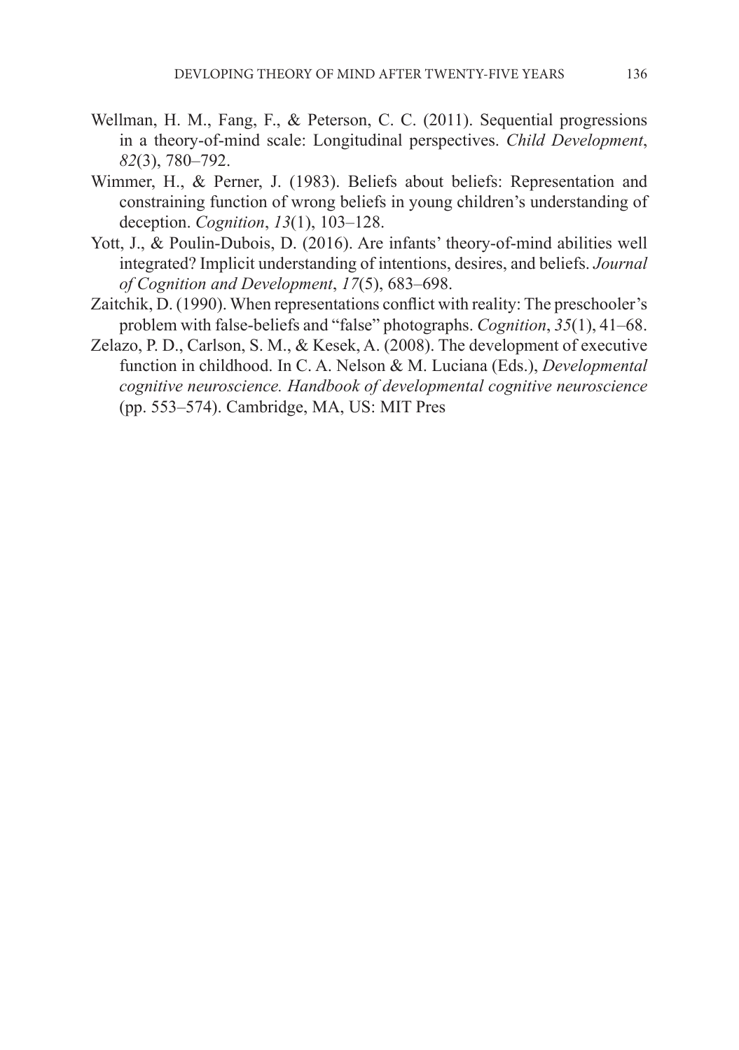Wellman, H. M., Fang, F., & Peterson, C. C. (2011). Sequential progressions in a theory-of-mind scale: Longitudinal perspectives. *Child Development*, *82*(3), 780–792.

Wimmer, H., & Perner, J. (1983). Beliefs about beliefs: Representation and constraining function of wrong beliefs in young children's understanding of deception. *Cognition*, *13*(1), 103–128.

Yott, J., & Poulin-Dubois, D. (2016). Are infants' theory-of-mind abilities well integrated? Implicit understanding of intentions, desires, and beliefs. *Journal of Cognition and Development*, *17*(5), 683–698.

Zaitchik, D. (1990). When representations conflict with reality: The preschooler's problem with false-beliefs and "false" photographs. *Cognition*, *35*(1), 41–68.

Zelazo, P. D., Carlson, S. M., & Kesek, A. (2008). The development of executive function in childhood. In C. A. Nelson & M. Luciana (Eds.), *Developmental cognitive neuroscience. Handbook of developmental cognitive neuroscience* (pp. 553–574). Cambridge, MA, US: MIT Pres